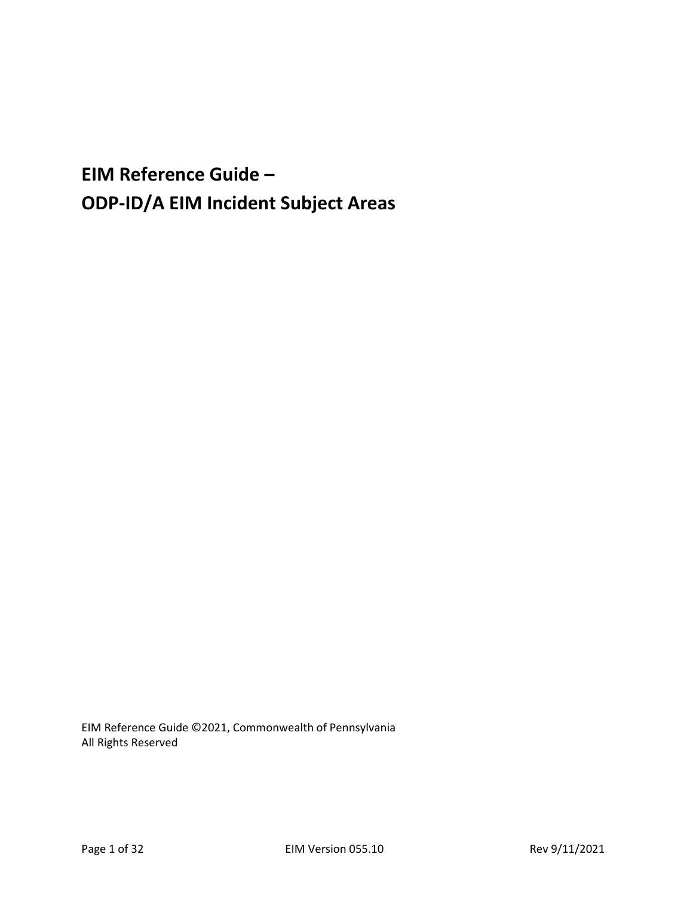# EIM Reference Guide –
# ODP-ID/A EIM Incident Subject Areas

EIM Reference Guide ©2021, Commonwealth of Pennsylvania
All Rights Reserved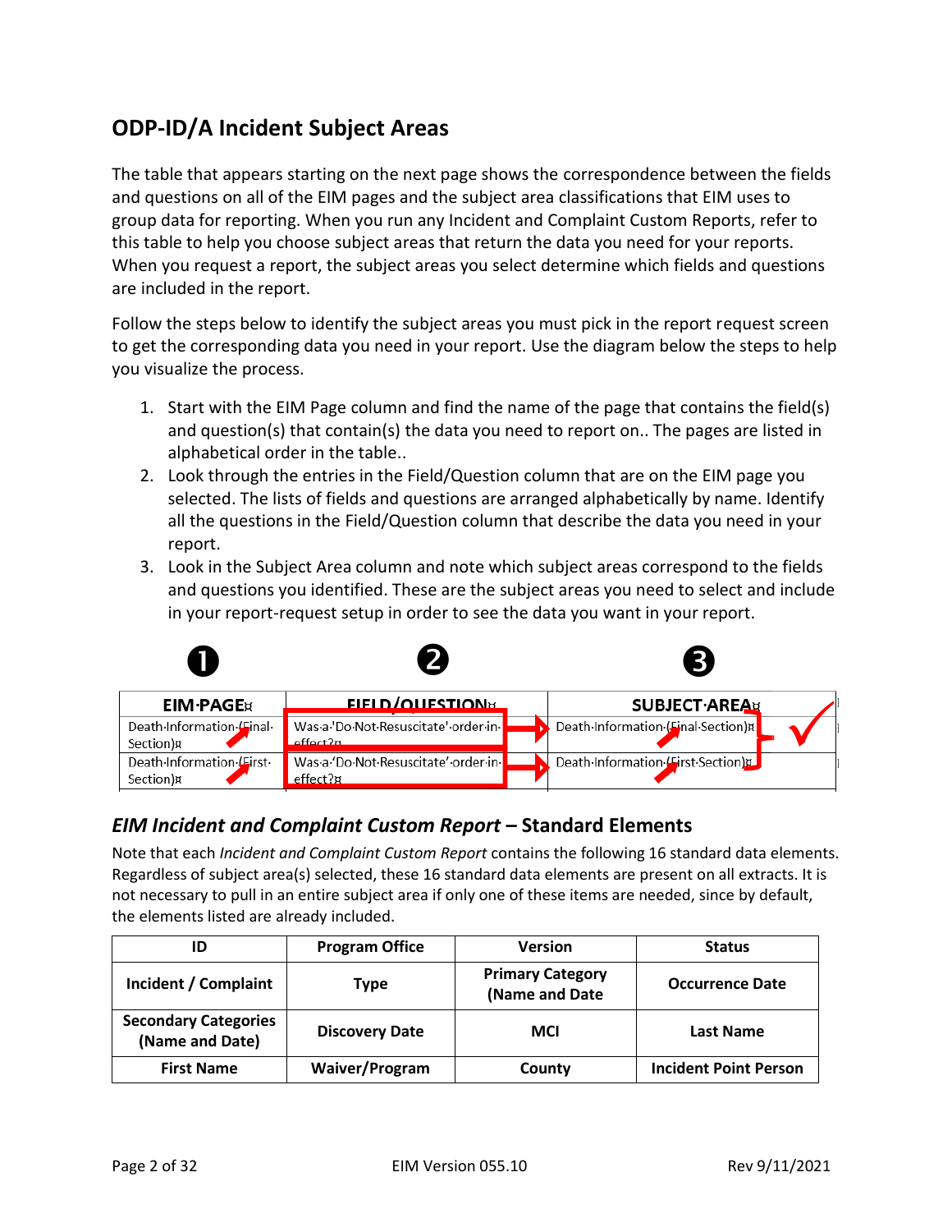## ODP-ID/A Incident Subject Areas

The table that appears starting on the next page shows the correspondence between the fields and questions on all of the EIM pages and the subject area classifications that EIM uses to group data for reporting. When you run any Incident and Complaint Custom Reports, refer to this table to help you choose subject areas that return the data you need for your reports. When you request a report, the subject areas you select determine which fields and questions are included in the report.

Follow the steps below to identify the subject areas you must pick in the report request screen to get the corresponding data you need in your report. Use the diagram below the steps to help you visualize the process.

1. Start with the EIM Page column and find the name of the page that contains the field(s) and question(s) that contain(s) the data you need to report on.. The pages are listed in alphabetical order in the table..
2. Look through the entries in the Field/Question column that are on the EIM page you selected. The lists of fields and questions are arranged alphabetically by name. Identify all the questions in the Field/Question column that describe the data you need in your report.
3. Look in the Subject Area column and note which subject areas correspond to the fields and questions you identified. These are the subject areas you need to select and include in your report-request setup in order to see the data you want in your report.

| ❶ EIM PAGE | ❷ FIELD/QUESTION | ❸ SUBJECT AREA |
|---|---|---|
| Death Information (Final Section) | Was a 'Do Not Resuscitate' order in effect? | Death Information (Final Section) |
| Death Information (First Section) | Was a 'Do Not Resuscitate' order in effect? | Death Information (First Section) |

### *EIM Incident and Complaint Custom Report* – Standard Elements

Note that each *Incident and Complaint Custom Report* contains the following 16 standard data elements. Regardless of subject area(s) selected, these 16 standard data elements are present on all extracts. It is not necessary to pull in an entire subject area if only one of these items are needed, since by default, the elements listed are already included.

| ID | Program Office | Version | Status |
|---|---|---|---|
| **Incident / Complaint** | **Type** | **Primary Category (Name and Date** | **Occurrence Date** |
| **Secondary Categories (Name and Date)** | **Discovery Date** | **MCI** | **Last Name** |
| **First Name** | **Waiver/Program** | **County** | **Incident Point Person** |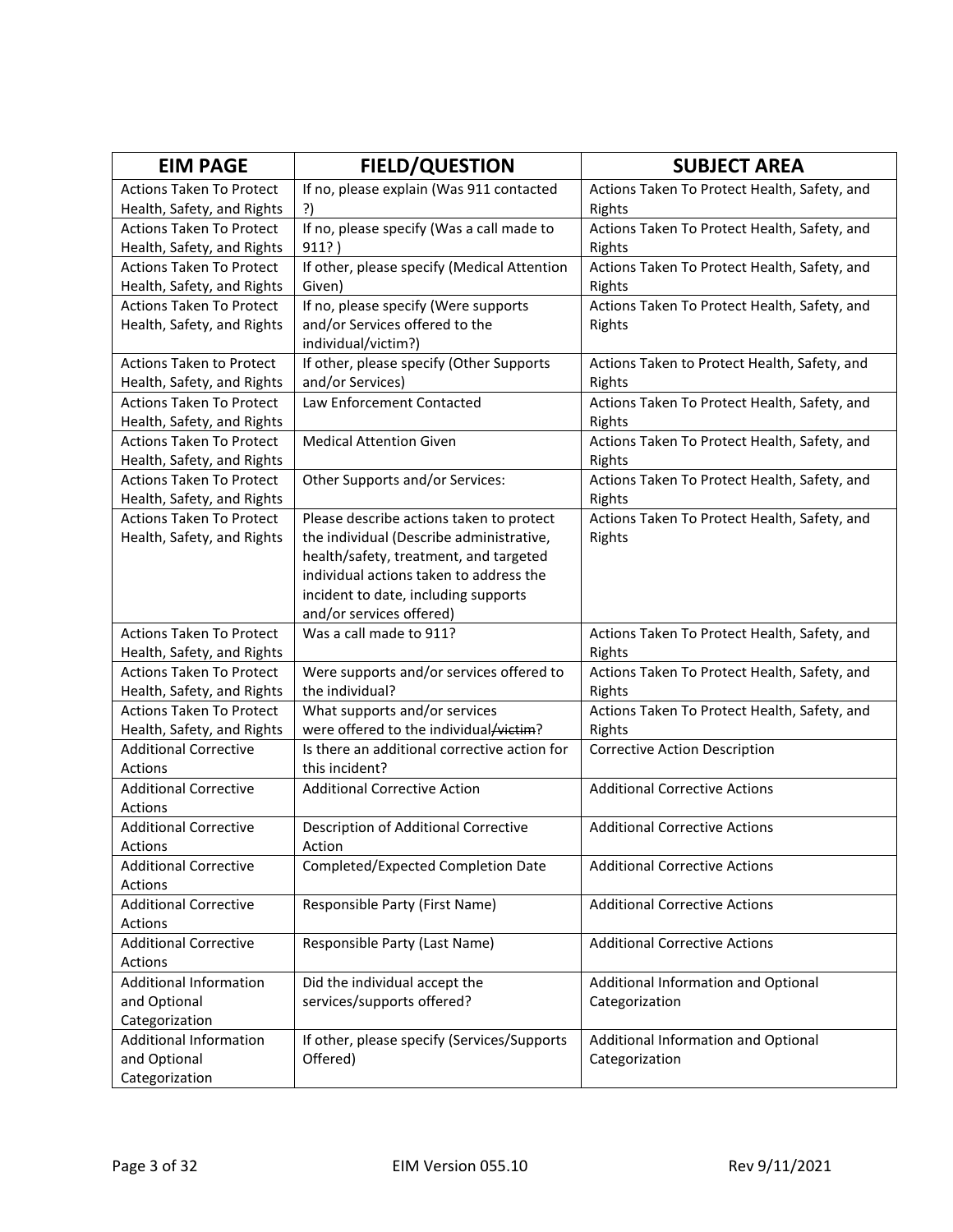| EIM PAGE | FIELD/QUESTION | SUBJECT AREA |
| --- | --- | --- |
| Actions Taken To Protect Health, Safety, and Rights | If no, please explain (Was 911 contacted ?) | Actions Taken To Protect Health, Safety, and Rights |
| Actions Taken To Protect Health, Safety, and Rights | If no, please specify (Was a call made to 911? ) | Actions Taken To Protect Health, Safety, and Rights |
| Actions Taken To Protect Health, Safety, and Rights | If other, please specify (Medical Attention Given) | Actions Taken To Protect Health, Safety, and Rights |
| Actions Taken To Protect Health, Safety, and Rights | If no, please specify (Were supports and/or Services offered to the individual/victim?) | Actions Taken To Protect Health, Safety, and Rights |
| Actions Taken to Protect Health, Safety, and Rights | If other, please specify (Other Supports and/or Services) | Actions Taken to Protect Health, Safety, and Rights |
| Actions Taken To Protect Health, Safety, and Rights | Law Enforcement Contacted | Actions Taken To Protect Health, Safety, and Rights |
| Actions Taken To Protect Health, Safety, and Rights | Medical Attention Given | Actions Taken To Protect Health, Safety, and Rights |
| Actions Taken To Protect Health, Safety, and Rights | Other Supports and/or Services: | Actions Taken To Protect Health, Safety, and Rights |
| Actions Taken To Protect Health, Safety, and Rights | Please describe actions taken to protect the individual (Describe administrative, health/safety, treatment, and targeted individual actions taken to address the incident to date, including supports and/or services offered) | Actions Taken To Protect Health, Safety, and Rights |
| Actions Taken To Protect Health, Safety, and Rights | Was a call made to 911? | Actions Taken To Protect Health, Safety, and Rights |
| Actions Taken To Protect Health, Safety, and Rights | Were supports and/or services offered to the individual? | Actions Taken To Protect Health, Safety, and Rights |
| Actions Taken To Protect Health, Safety, and Rights | What supports and/or services were offered to the individual~~/victim~~? | Actions Taken To Protect Health, Safety, and Rights |
| Additional Corrective Actions | Is there an additional corrective action for this incident? | Corrective Action Description |
| Additional Corrective Actions | Additional Corrective Action | Additional Corrective Actions |
| Additional Corrective Actions | Description of Additional Corrective Action | Additional Corrective Actions |
| Additional Corrective Actions | Completed/Expected Completion Date | Additional Corrective Actions |
| Additional Corrective Actions | Responsible Party (First Name) | Additional Corrective Actions |
| Additional Corrective Actions | Responsible Party (Last Name) | Additional Corrective Actions |
| Additional Information and Optional Categorization | Did the individual accept the services/supports offered? | Additional Information and Optional Categorization |
| Additional Information and Optional Categorization | If other, please specify (Services/Supports Offered) | Additional Information and Optional Categorization |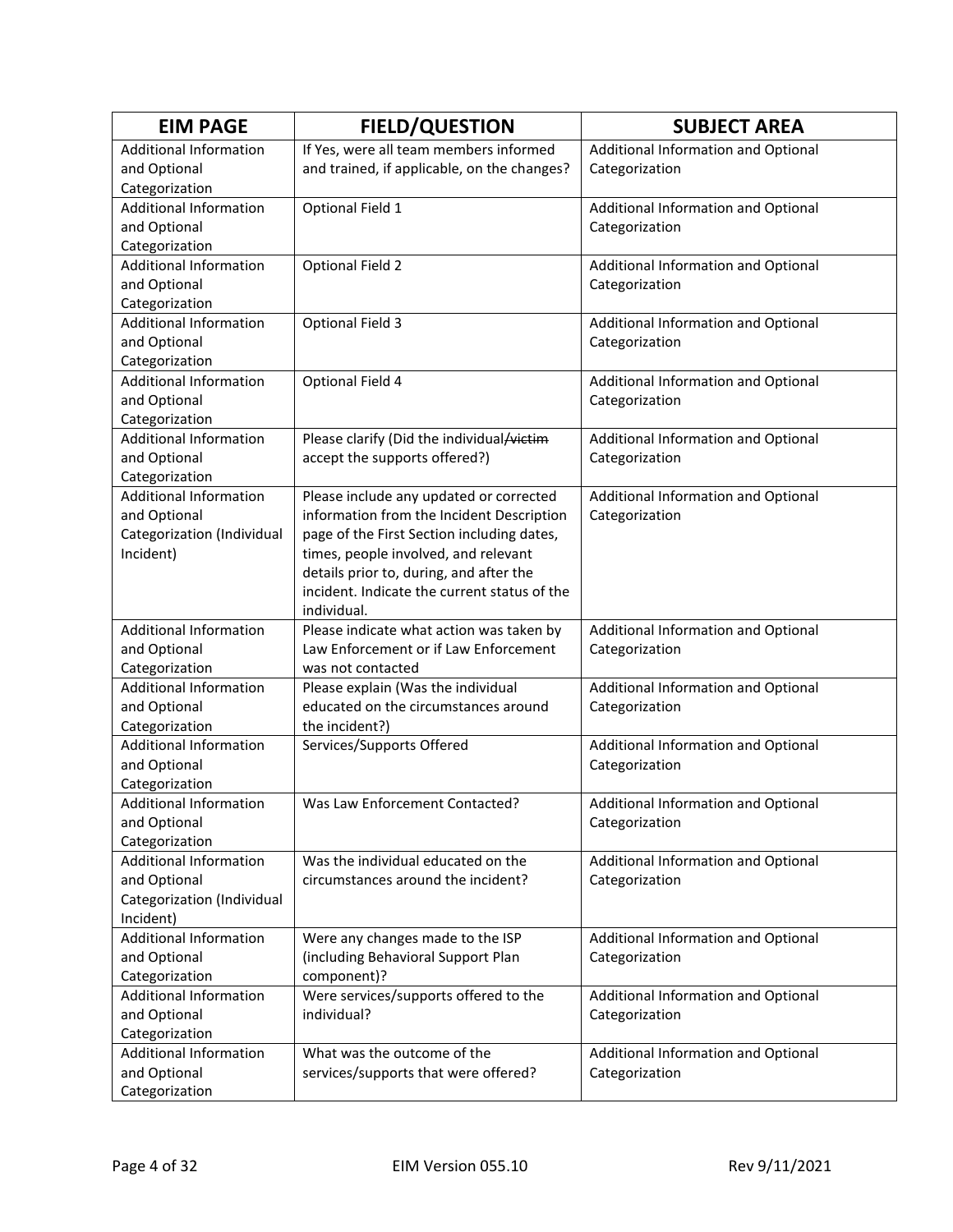| EIM PAGE | FIELD/QUESTION | SUBJECT AREA |
|---|---|---|
| Additional Information and Optional Categorization | If Yes, were all team members informed and trained, if applicable, on the changes? | Additional Information and Optional Categorization |
| Additional Information and Optional Categorization | Optional Field 1 | Additional Information and Optional Categorization |
| Additional Information and Optional Categorization | Optional Field 2 | Additional Information and Optional Categorization |
| Additional Information and Optional Categorization | Optional Field 3 | Additional Information and Optional Categorization |
| Additional Information and Optional Categorization | Optional Field 4 | Additional Information and Optional Categorization |
| Additional Information and Optional Categorization | Please clarify (Did the individual~~/victim~~ accept the supports offered?) | Additional Information and Optional Categorization |
| Additional Information and Optional Categorization (Individual Incident) | Please include any updated or corrected information from the Incident Description page of the First Section including dates, times, people involved, and relevant details prior to, during, and after the incident. Indicate the current status of the individual. | Additional Information and Optional Categorization |
| Additional Information and Optional Categorization | Please indicate what action was taken by Law Enforcement or if Law Enforcement was not contacted | Additional Information and Optional Categorization |
| Additional Information and Optional Categorization | Please explain (Was the individual educated on the circumstances around the incident?) | Additional Information and Optional Categorization |
| Additional Information and Optional Categorization | Services/Supports Offered | Additional Information and Optional Categorization |
| Additional Information and Optional Categorization | Was Law Enforcement Contacted? | Additional Information and Optional Categorization |
| Additional Information and Optional Categorization (Individual Incident) | Was the individual educated on the circumstances around the incident? | Additional Information and Optional Categorization |
| Additional Information and Optional Categorization | Were any changes made to the ISP (including Behavioral Support Plan component)? | Additional Information and Optional Categorization |
| Additional Information and Optional Categorization | Were services/supports offered to the individual? | Additional Information and Optional Categorization |
| Additional Information and Optional Categorization | What was the outcome of the services/supports that were offered? | Additional Information and Optional Categorization |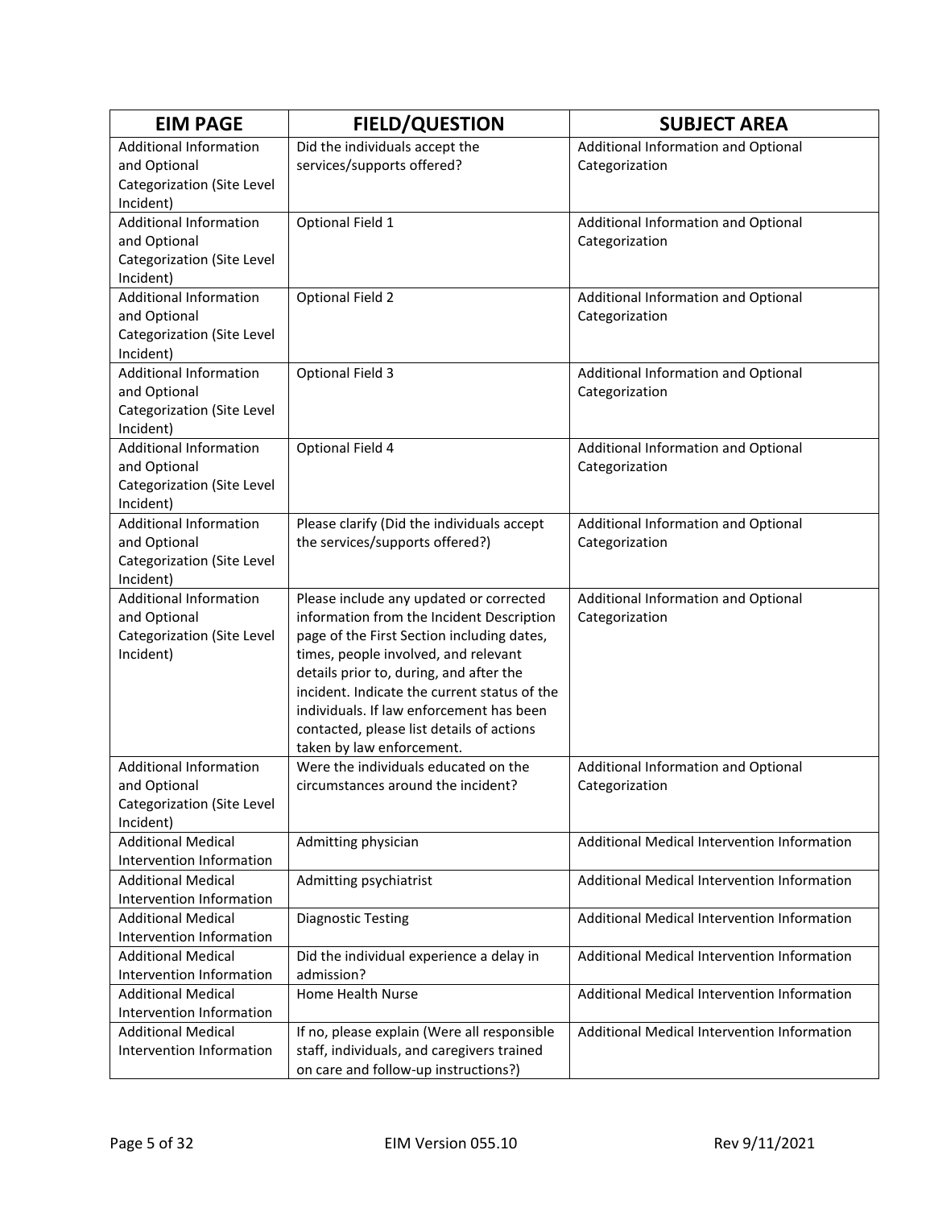| EIM PAGE | FIELD/QUESTION | SUBJECT AREA |
|---|---|---|
| Additional Information and Optional Categorization (Site Level Incident) | Did the individuals accept the services/supports offered? | Additional Information and Optional Categorization |
| Additional Information and Optional Categorization (Site Level Incident) | Optional Field 1 | Additional Information and Optional Categorization |
| Additional Information and Optional Categorization (Site Level Incident) | Optional Field 2 | Additional Information and Optional Categorization |
| Additional Information and Optional Categorization (Site Level Incident) | Optional Field 3 | Additional Information and Optional Categorization |
| Additional Information and Optional Categorization (Site Level Incident) | Optional Field 4 | Additional Information and Optional Categorization |
| Additional Information and Optional Categorization (Site Level Incident) | Please clarify (Did the individuals accept the services/supports offered?) | Additional Information and Optional Categorization |
| Additional Information and Optional Categorization (Site Level Incident) | Please include any updated or corrected information from the Incident Description page of the First Section including dates, times, people involved, and relevant details prior to, during, and after the incident. Indicate the current status of the individuals. If law enforcement has been contacted, please list details of actions taken by law enforcement. | Additional Information and Optional Categorization |
| Additional Information and Optional Categorization (Site Level Incident) | Were the individuals educated on the circumstances around the incident? | Additional Information and Optional Categorization |
| Additional Medical Intervention Information | Admitting physician | Additional Medical Intervention Information |
| Additional Medical Intervention Information | Admitting psychiatrist | Additional Medical Intervention Information |
| Additional Medical Intervention Information | Diagnostic Testing | Additional Medical Intervention Information |
| Additional Medical Intervention Information | Did the individual experience a delay in admission? | Additional Medical Intervention Information |
| Additional Medical Intervention Information | Home Health Nurse | Additional Medical Intervention Information |
| Additional Medical Intervention Information | If no, please explain (Were all responsible staff, individuals, and caregivers trained on care and follow-up instructions?) | Additional Medical Intervention Information |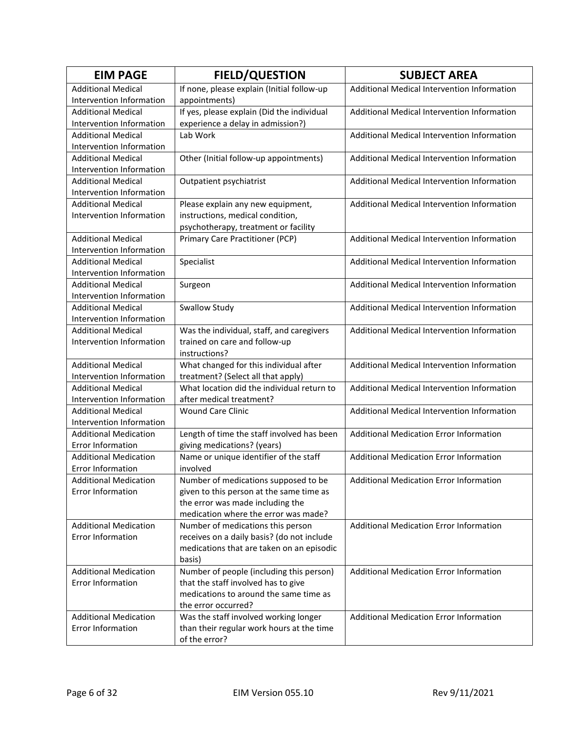| EIM PAGE | FIELD/QUESTION | SUBJECT AREA |
|---|---|---|
| Additional Medical Intervention Information | If none, please explain (Initial follow-up appointments) | Additional Medical Intervention Information |
| Additional Medical Intervention Information | If yes, please explain (Did the individual experience a delay in admission?) | Additional Medical Intervention Information |
| Additional Medical Intervention Information | Lab Work | Additional Medical Intervention Information |
| Additional Medical Intervention Information | Other (Initial follow-up appointments) | Additional Medical Intervention Information |
| Additional Medical Intervention Information | Outpatient psychiatrist | Additional Medical Intervention Information |
| Additional Medical Intervention Information | Please explain any new equipment, instructions, medical condition, psychotherapy, treatment or facility | Additional Medical Intervention Information |
| Additional Medical Intervention Information | Primary Care Practitioner (PCP) | Additional Medical Intervention Information |
| Additional Medical Intervention Information | Specialist | Additional Medical Intervention Information |
| Additional Medical Intervention Information | Surgeon | Additional Medical Intervention Information |
| Additional Medical Intervention Information | Swallow Study | Additional Medical Intervention Information |
| Additional Medical Intervention Information | Was the individual, staff, and caregivers trained on care and follow-up instructions? | Additional Medical Intervention Information |
| Additional Medical Intervention Information | What changed for this individual after treatment? (Select all that apply) | Additional Medical Intervention Information |
| Additional Medical Intervention Information | What location did the individual return to after medical treatment? | Additional Medical Intervention Information |
| Additional Medical Intervention Information | Wound Care Clinic | Additional Medical Intervention Information |
| Additional Medication Error Information | Length of time the staff involved has been giving medications? (years) | Additional Medication Error Information |
| Additional Medication Error Information | Name or unique identifier of the staff involved | Additional Medication Error Information |
| Additional Medication Error Information | Number of medications supposed to be given to this person at the same time as the error was made including the medication where the error was made? | Additional Medication Error Information |
| Additional Medication Error Information | Number of medications this person receives on a daily basis? (do not include medications that are taken on an episodic basis) | Additional Medication Error Information |
| Additional Medication Error Information | Number of people (including this person) that the staff involved has to give medications to around the same time as the error occurred? | Additional Medication Error Information |
| Additional Medication Error Information | Was the staff involved working longer than their regular work hours at the time of the error? | Additional Medication Error Information |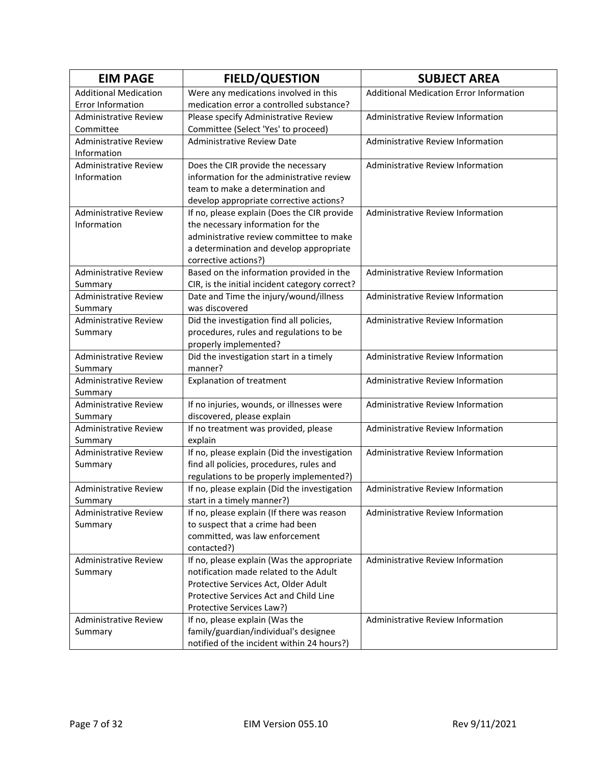| EIM PAGE | FIELD/QUESTION | SUBJECT AREA |
|---|---|---|
| Additional Medication Error Information | Were any medications involved in this medication error a controlled substance? | Additional Medication Error Information |
| Administrative Review Committee | Please specify Administrative Review Committee (Select 'Yes' to proceed) | Administrative Review Information |
| Administrative Review Information | Administrative Review Date | Administrative Review Information |
| Administrative Review Information | Does the CIR provide the necessary information for the administrative review team to make a determination and develop appropriate corrective actions? | Administrative Review Information |
| Administrative Review Information | If no, please explain (Does the CIR provide the necessary information for the administrative review committee to make a determination and develop appropriate corrective actions?) | Administrative Review Information |
| Administrative Review Summary | Based on the information provided in the CIR, is the initial incident category correct? | Administrative Review Information |
| Administrative Review Summary | Date and Time the injury/wound/illness was discovered | Administrative Review Information |
| Administrative Review Summary | Did the investigation find all policies, procedures, rules and regulations to be properly implemented? | Administrative Review Information |
| Administrative Review Summary | Did the investigation start in a timely manner? | Administrative Review Information |
| Administrative Review Summary | Explanation of treatment | Administrative Review Information |
| Administrative Review Summary | If no injuries, wounds, or illnesses were discovered, please explain | Administrative Review Information |
| Administrative Review Summary | If no treatment was provided, please explain | Administrative Review Information |
| Administrative Review Summary | If no, please explain (Did the investigation find all policies, procedures, rules and regulations to be properly implemented?) | Administrative Review Information |
| Administrative Review Summary | If no, please explain (Did the investigation start in a timely manner?) | Administrative Review Information |
| Administrative Review Summary | If no, please explain (If there was reason to suspect that a crime had been committed, was law enforcement contacted?) | Administrative Review Information |
| Administrative Review Summary | If no, please explain (Was the appropriate notification made related to the Adult Protective Services Act, Older Adult Protective Services Act and Child Line Protective Services Law?) | Administrative Review Information |
| Administrative Review Summary | If no, please explain (Was the family/guardian/individual's designee notified of the incident within 24 hours?) | Administrative Review Information |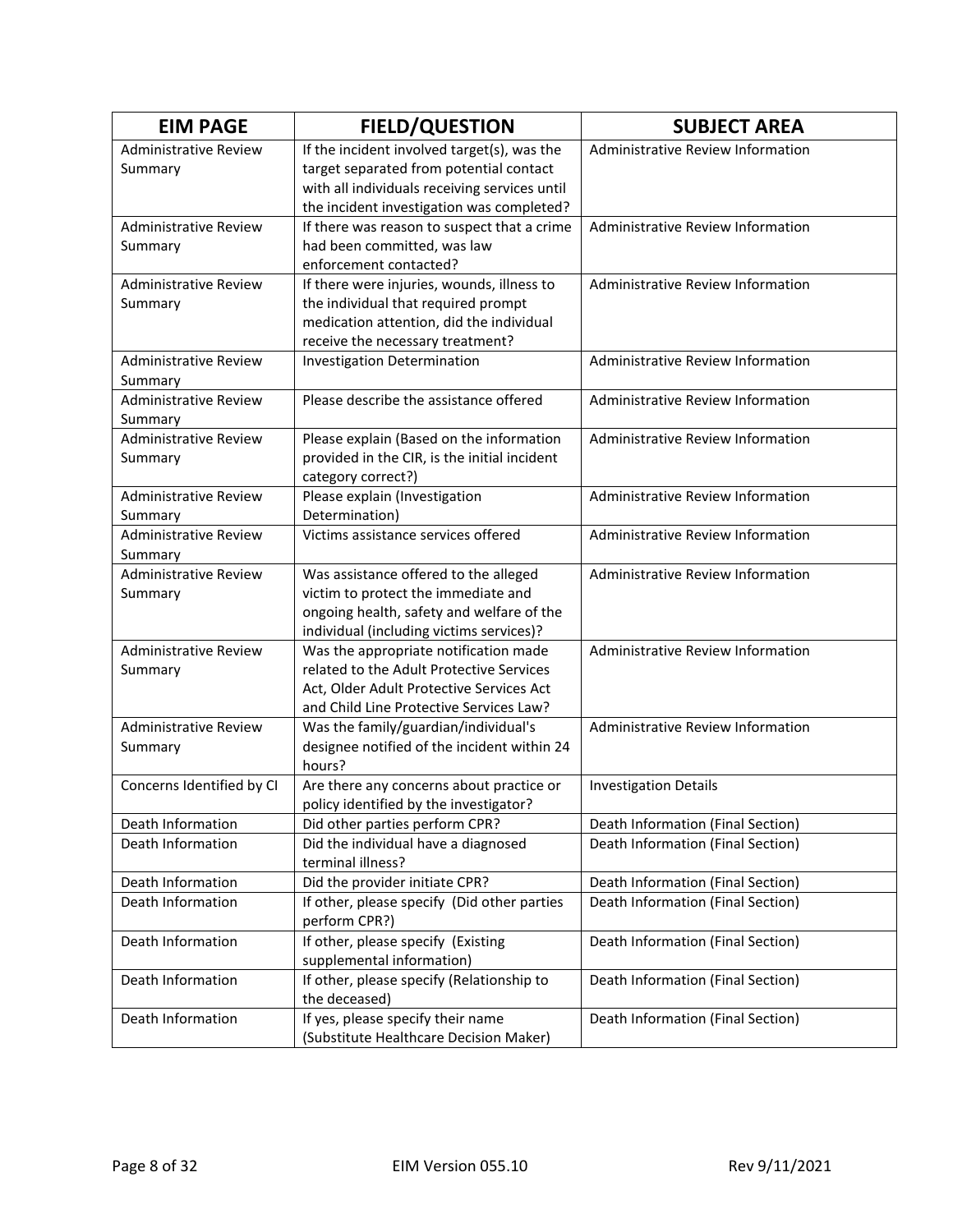| EIM PAGE | FIELD/QUESTION | SUBJECT AREA |
|---|---|---|
| Administrative Review Summary | If the incident involved target(s), was the target separated from potential contact with all individuals receiving services until the incident investigation was completed? | Administrative Review Information |
| Administrative Review Summary | If there was reason to suspect that a crime had been committed, was law enforcement contacted? | Administrative Review Information |
| Administrative Review Summary | If there were injuries, wounds, illness to the individual that required prompt medication attention, did the individual receive the necessary treatment? | Administrative Review Information |
| Administrative Review Summary | Investigation Determination | Administrative Review Information |
| Administrative Review Summary | Please describe the assistance offered | Administrative Review Information |
| Administrative Review Summary | Please explain (Based on the information provided in the CIR, is the initial incident category correct?) | Administrative Review Information |
| Administrative Review Summary | Please explain (Investigation Determination) | Administrative Review Information |
| Administrative Review Summary | Victims assistance services offered | Administrative Review Information |
| Administrative Review Summary | Was assistance offered to the alleged victim to protect the immediate and ongoing health, safety and welfare of the individual (including victims services)? | Administrative Review Information |
| Administrative Review Summary | Was the appropriate notification made related to the Adult Protective Services Act, Older Adult Protective Services Act and Child Line Protective Services Law? | Administrative Review Information |
| Administrative Review Summary | Was the family/guardian/individual's designee notified of the incident within 24 hours? | Administrative Review Information |
| Concerns Identified by CI | Are there any concerns about practice or policy identified by the investigator? | Investigation Details |
| Death Information | Did other parties perform CPR? | Death Information (Final Section) |
| Death Information | Did the individual have a diagnosed terminal illness? | Death Information (Final Section) |
| Death Information | Did the provider initiate CPR? | Death Information (Final Section) |
| Death Information | If other, please specify (Did other parties perform CPR?) | Death Information (Final Section) |
| Death Information | If other, please specify (Existing supplemental information) | Death Information (Final Section) |
| Death Information | If other, please specify (Relationship to the deceased) | Death Information (Final Section) |
| Death Information | If yes, please specify their name (Substitute Healthcare Decision Maker) | Death Information (Final Section) |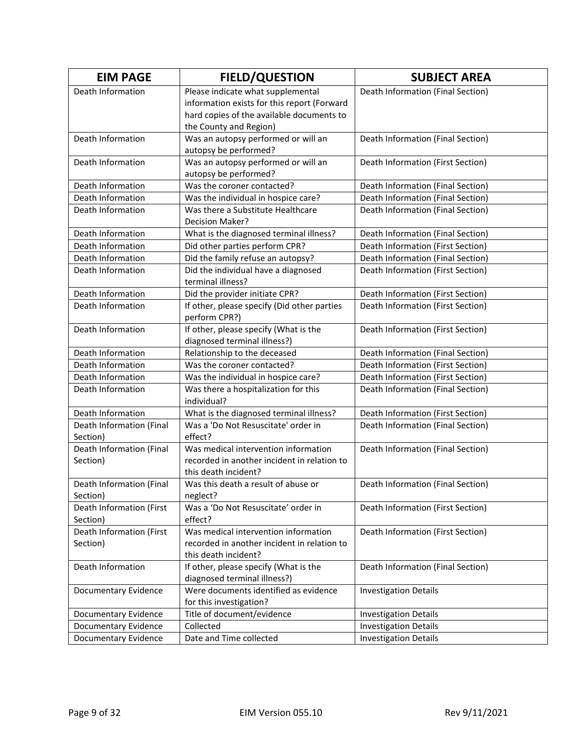| EIM PAGE | FIELD/QUESTION | SUBJECT AREA |
|---|---|---|
| Death Information | Please indicate what supplemental information exists for this report (Forward hard copies of the available documents to the County and Region) | Death Information (Final Section) |
| Death Information | Was an autopsy performed or will an autopsy be performed? | Death Information (Final Section) |
| Death Information | Was an autopsy performed or will an autopsy be performed? | Death Information (First Section) |
| Death Information | Was the coroner contacted? | Death Information (Final Section) |
| Death Information | Was the individual in hospice care? | Death Information (Final Section) |
| Death Information | Was there a Substitute Healthcare Decision Maker? | Death Information (Final Section) |
| Death Information | What is the diagnosed terminal illness? | Death Information (Final Section) |
| Death Information | Did other parties perform CPR? | Death Information (First Section) |
| Death Information | Did the family refuse an autopsy? | Death Information (Final Section) |
| Death Information | Did the individual have a diagnosed terminal illness? | Death Information (First Section) |
| Death Information | Did the provider initiate CPR? | Death Information (First Section) |
| Death Information | If other, please specify (Did other parties perform CPR?) | Death Information (First Section) |
| Death Information | If other, please specify (What is the diagnosed terminal illness?) | Death Information (First Section) |
| Death Information | Relationship to the deceased | Death Information (Final Section) |
| Death Information | Was the coroner contacted? | Death Information (First Section) |
| Death Information | Was the individual in hospice care? | Death Information (First Section) |
| Death Information | Was there a hospitalization for this individual? | Death Information (Final Section) |
| Death Information | What is the diagnosed terminal illness? | Death Information (First Section) |
| Death Information (Final Section) | Was a 'Do Not Resuscitate' order in effect? | Death Information (Final Section) |
| Death Information (Final Section) | Was medical intervention information recorded in another incident in relation to this death incident? | Death Information (Final Section) |
| Death Information (Final Section) | Was this death a result of abuse or neglect? | Death Information (Final Section) |
| Death Information (First Section) | Was a 'Do Not Resuscitate' order in effect? | Death Information (First Section) |
| Death Information (First Section) | Was medical intervention information recorded in another incident in relation to this death incident? | Death Information (First Section) |
| Death Information | If other, please specify (What is the diagnosed terminal illness?) | Death Information (Final Section) |
| Documentary Evidence | Were documents identified as evidence for this investigation? | Investigation Details |
| Documentary Evidence | Title of document/evidence | Investigation Details |
| Documentary Evidence | Collected | Investigation Details |
| Documentary Evidence | Date and Time collected | Investigation Details |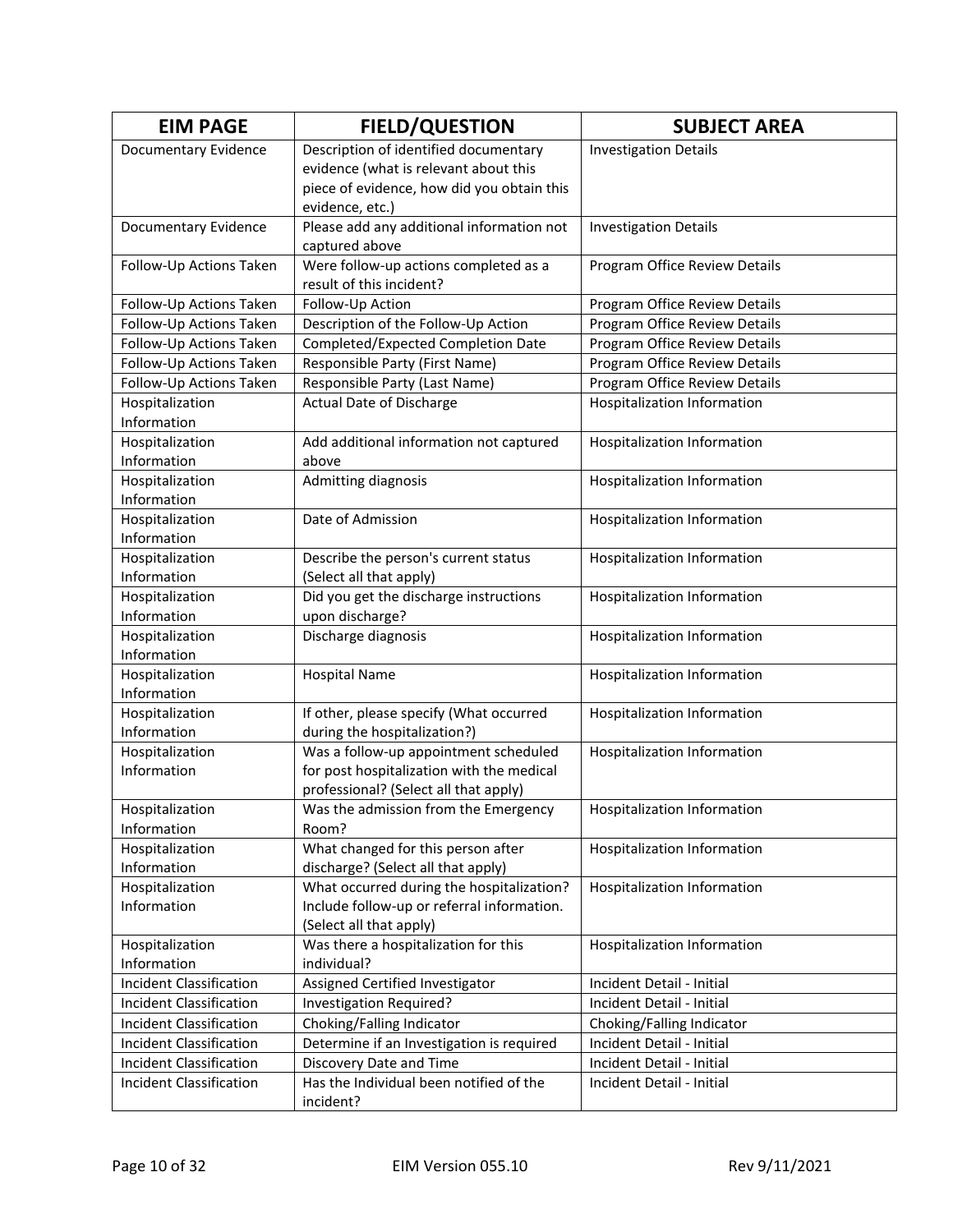| EIM PAGE | FIELD/QUESTION | SUBJECT AREA |
|---|---|---|
| Documentary Evidence | Description of identified documentary evidence (what is relevant about this piece of evidence, how did you obtain this evidence, etc.) | Investigation Details |
| Documentary Evidence | Please add any additional information not captured above | Investigation Details |
| Follow-Up Actions Taken | Were follow-up actions completed as a result of this incident? | Program Office Review Details |
| Follow-Up Actions Taken | Follow-Up Action | Program Office Review Details |
| Follow-Up Actions Taken | Description of the Follow-Up Action | Program Office Review Details |
| Follow-Up Actions Taken | Completed/Expected Completion Date | Program Office Review Details |
| Follow-Up Actions Taken | Responsible Party (First Name) | Program Office Review Details |
| Follow-Up Actions Taken | Responsible Party (Last Name) | Program Office Review Details |
| Hospitalization Information | Actual Date of Discharge | Hospitalization Information |
| Hospitalization Information | Add additional information not captured above | Hospitalization Information |
| Hospitalization Information | Admitting diagnosis | Hospitalization Information |
| Hospitalization Information | Date of Admission | Hospitalization Information |
| Hospitalization Information | Describe the person's current status (Select all that apply) | Hospitalization Information |
| Hospitalization Information | Did you get the discharge instructions upon discharge? | Hospitalization Information |
| Hospitalization Information | Discharge diagnosis | Hospitalization Information |
| Hospitalization Information | Hospital Name | Hospitalization Information |
| Hospitalization Information | If other, please specify (What occurred during the hospitalization?) | Hospitalization Information |
| Hospitalization Information | Was a follow-up appointment scheduled for post hospitalization with the medical professional? (Select all that apply) | Hospitalization Information |
| Hospitalization Information | Was the admission from the Emergency Room? | Hospitalization Information |
| Hospitalization Information | What changed for this person after discharge? (Select all that apply) | Hospitalization Information |
| Hospitalization Information | What occurred during the hospitalization? Include follow-up or referral information. (Select all that apply) | Hospitalization Information |
| Hospitalization Information | Was there a hospitalization for this individual? | Hospitalization Information |
| Incident Classification | Assigned Certified Investigator | Incident Detail - Initial |
| Incident Classification | Investigation Required? | Incident Detail - Initial |
| Incident Classification | Choking/Falling Indicator | Choking/Falling Indicator |
| Incident Classification | Determine if an Investigation is required | Incident Detail - Initial |
| Incident Classification | Discovery Date and Time | Incident Detail - Initial |
| Incident Classification | Has the Individual been notified of the incident? | Incident Detail - Initial |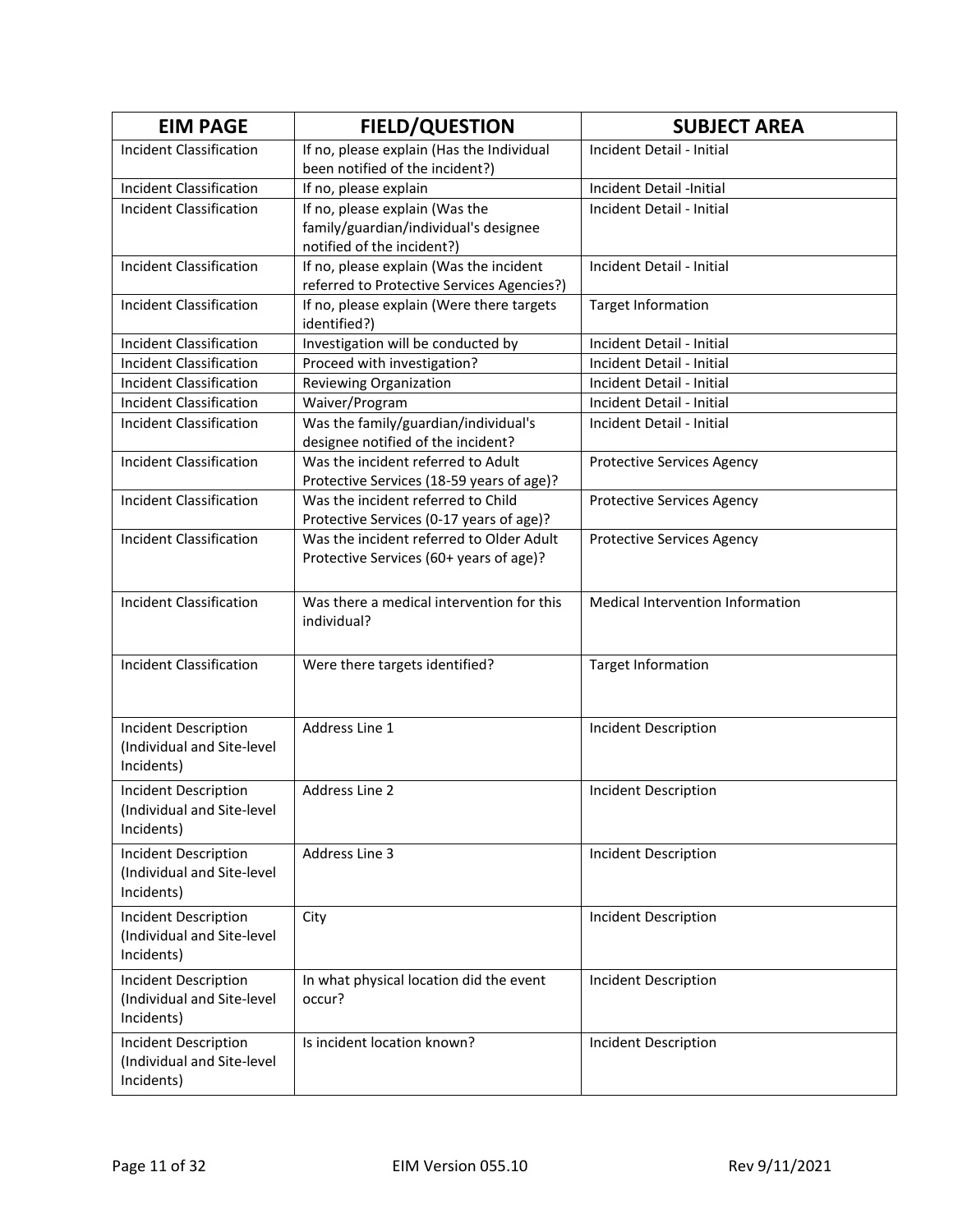| EIM PAGE | FIELD/QUESTION | SUBJECT AREA |
|---|---|---|
| Incident Classification | If no, please explain (Has the Individual been notified of the incident?) | Incident Detail - Initial |
| Incident Classification | If no, please explain | Incident Detail -Initial |
| Incident Classification | If no, please explain (Was the family/guardian/individual's designee notified of the incident?) | Incident Detail - Initial |
| Incident Classification | If no, please explain (Was the incident referred to Protective Services Agencies?) | Incident Detail - Initial |
| Incident Classification | If no, please explain (Were there targets identified?) | Target Information |
| Incident Classification | Investigation will be conducted by | Incident Detail - Initial |
| Incident Classification | Proceed with investigation? | Incident Detail - Initial |
| Incident Classification | Reviewing Organization | Incident Detail - Initial |
| Incident Classification | Waiver/Program | Incident Detail - Initial |
| Incident Classification | Was the family/guardian/individual's designee notified of the incident? | Incident Detail - Initial |
| Incident Classification | Was the incident referred to Adult Protective Services (18-59 years of age)? | Protective Services Agency |
| Incident Classification | Was the incident referred to Child Protective Services (0-17 years of age)? | Protective Services Agency |
| Incident Classification | Was the incident referred to Older Adult Protective Services (60+ years of age)? | Protective Services Agency |
| Incident Classification | Was there a medical intervention for this individual? | Medical Intervention Information |
| Incident Classification | Were there targets identified? | Target Information |
| Incident Description (Individual and Site-level Incidents) | Address Line 1 | Incident Description |
| Incident Description (Individual and Site-level Incidents) | Address Line 2 | Incident Description |
| Incident Description (Individual and Site-level Incidents) | Address Line 3 | Incident Description |
| Incident Description (Individual and Site-level Incidents) | City | Incident Description |
| Incident Description (Individual and Site-level Incidents) | In what physical location did the event occur? | Incident Description |
| Incident Description (Individual and Site-level Incidents) | Is incident location known? | Incident Description |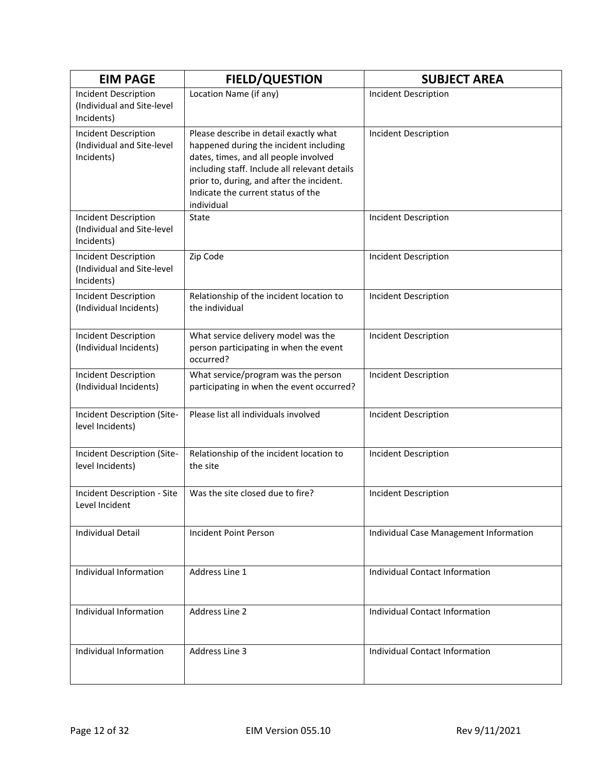| EIM PAGE | FIELD/QUESTION | SUBJECT AREA |
|---|---|---|
| Incident Description (Individual and Site-level Incidents) | Location Name (if any) | Incident Description |
| Incident Description (Individual and Site-level Incidents) | Please describe in detail exactly what happened during the incident including dates, times, and all people involved including staff. Include all relevant details prior to, during, and after the incident. Indicate the current status of the individual | Incident Description |
| Incident Description (Individual and Site-level Incidents) | State | Incident Description |
| Incident Description (Individual and Site-level Incidents) | Zip Code | Incident Description |
| Incident Description (Individual Incidents) | Relationship of the incident location to the individual | Incident Description |
| Incident Description (Individual Incidents) | What service delivery model was the person participating in when the event occurred? | Incident Description |
| Incident Description (Individual Incidents) | What service/program was the person participating in when the event occurred? | Incident Description |
| Incident Description (Site-level Incidents) | Please list all individuals involved | Incident Description |
| Incident Description (Site-level Incidents) | Relationship of the incident location to the site | Incident Description |
| Incident Description - Site Level Incident | Was the site closed due to fire? | Incident Description |
| Individual Detail | Incident Point Person | Individual Case Management Information |
| Individual Information | Address Line 1 | Individual Contact Information |
| Individual Information | Address Line 2 | Individual Contact Information |
| Individual Information | Address Line 3 | Individual Contact Information |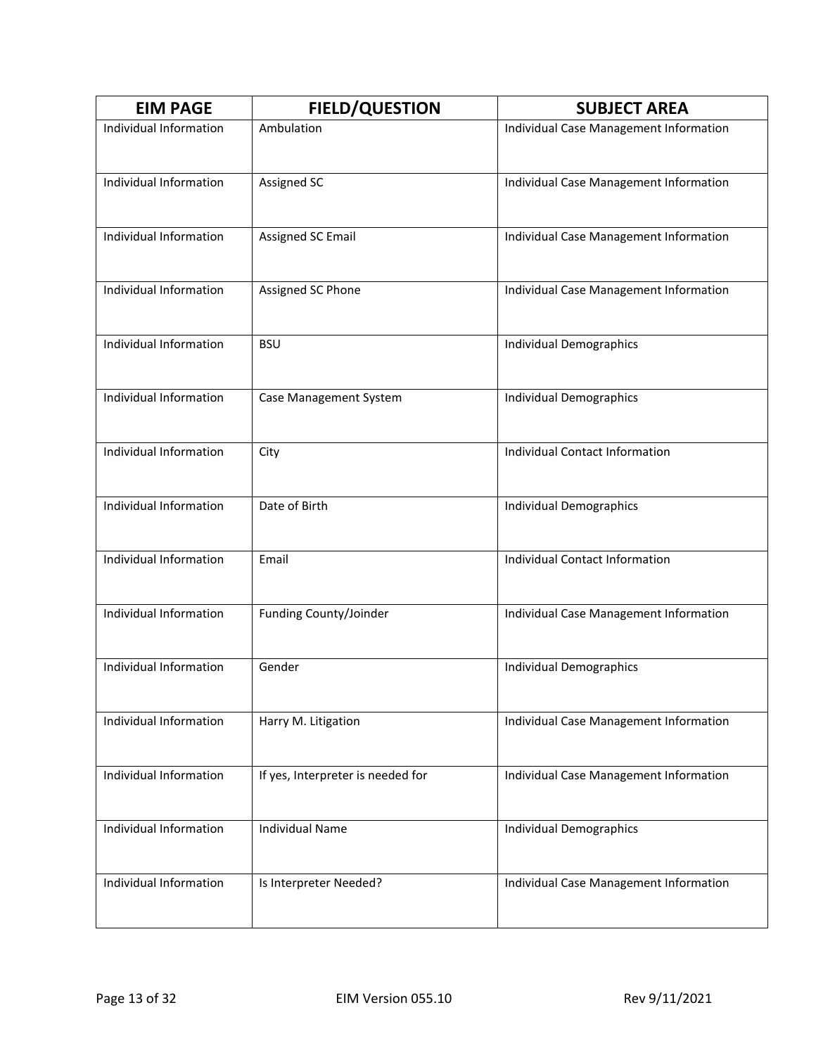| EIM PAGE | FIELD/QUESTION | SUBJECT AREA |
|---|---|---|
| Individual Information | Ambulation | Individual Case Management Information |
| Individual Information | Assigned SC | Individual Case Management Information |
| Individual Information | Assigned SC Email | Individual Case Management Information |
| Individual Information | Assigned SC Phone | Individual Case Management Information |
| Individual Information | BSU | Individual Demographics |
| Individual Information | Case Management System | Individual Demographics |
| Individual Information | City | Individual Contact Information |
| Individual Information | Date of Birth | Individual Demographics |
| Individual Information | Email | Individual Contact Information |
| Individual Information | Funding County/Joinder | Individual Case Management Information |
| Individual Information | Gender | Individual Demographics |
| Individual Information | Harry M. Litigation | Individual Case Management Information |
| Individual Information | If yes, Interpreter is needed for | Individual Case Management Information |
| Individual Information | Individual Name | Individual Demographics |
| Individual Information | Is Interpreter Needed? | Individual Case Management Information |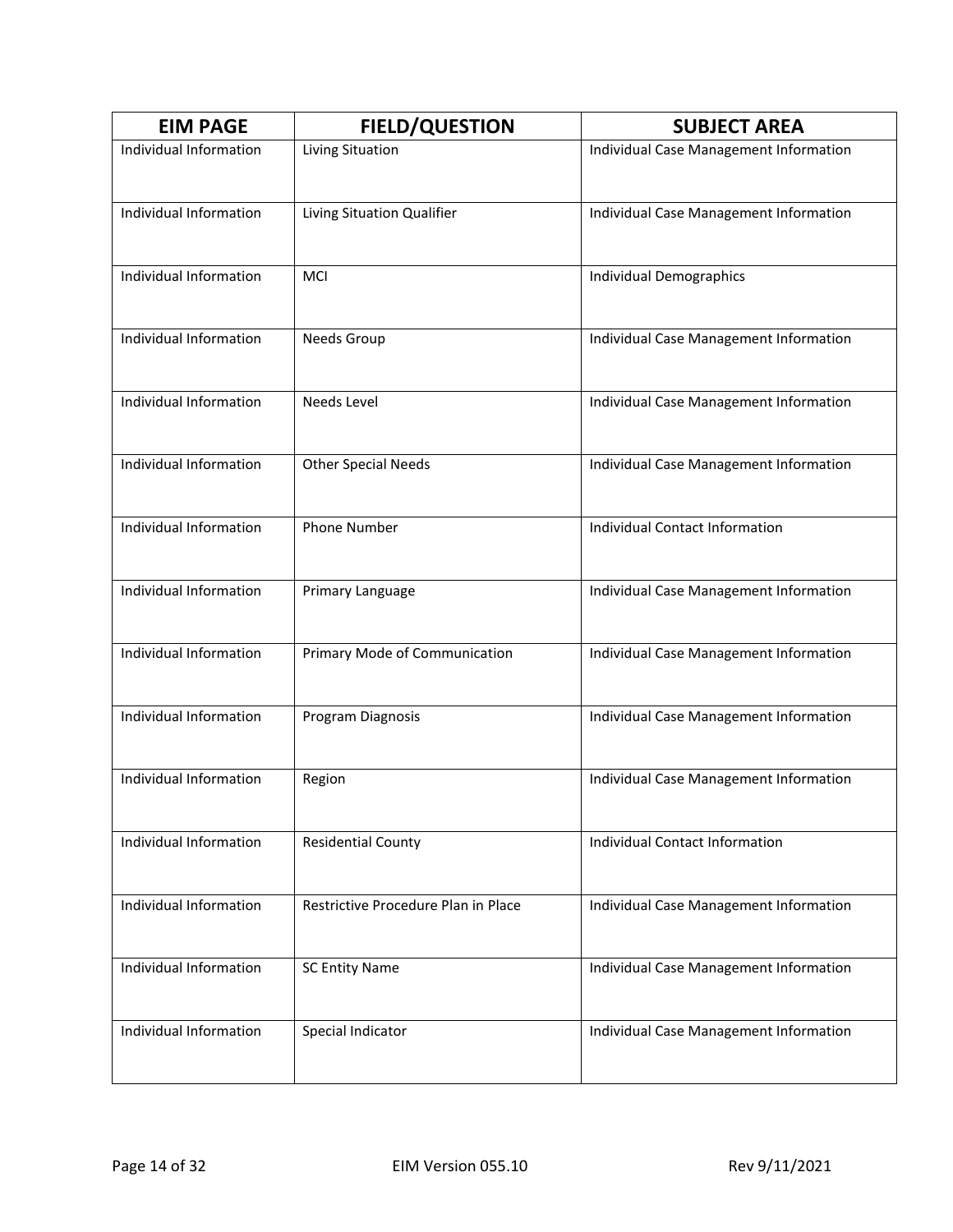| EIM PAGE | FIELD/QUESTION | SUBJECT AREA |
| --- | --- | --- |
| Individual Information | Living Situation | Individual Case Management Information |
| Individual Information | Living Situation Qualifier | Individual Case Management Information |
| Individual Information | MCI | Individual Demographics |
| Individual Information | Needs Group | Individual Case Management Information |
| Individual Information | Needs Level | Individual Case Management Information |
| Individual Information | Other Special Needs | Individual Case Management Information |
| Individual Information | Phone Number | Individual Contact Information |
| Individual Information | Primary Language | Individual Case Management Information |
| Individual Information | Primary Mode of Communication | Individual Case Management Information |
| Individual Information | Program Diagnosis | Individual Case Management Information |
| Individual Information | Region | Individual Case Management Information |
| Individual Information | Residential County | Individual Contact Information |
| Individual Information | Restrictive Procedure Plan in Place | Individual Case Management Information |
| Individual Information | SC Entity Name | Individual Case Management Information |
| Individual Information | Special Indicator | Individual Case Management Information |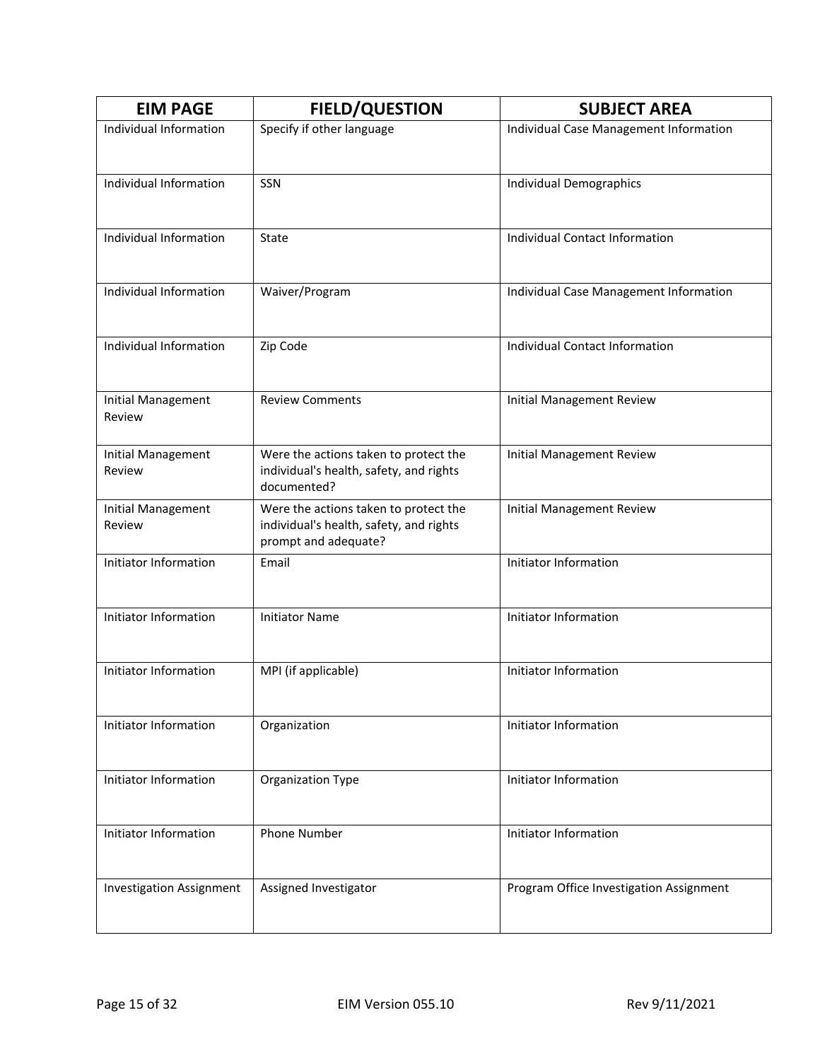| EIM PAGE | FIELD/QUESTION | SUBJECT AREA |
| --- | --- | --- |
| Individual Information | Specify if other language | Individual Case Management Information |
| Individual Information | SSN | Individual Demographics |
| Individual Information | State | Individual Contact Information |
| Individual Information | Waiver/Program | Individual Case Management Information |
| Individual Information | Zip Code | Individual Contact Information |
| Initial Management Review | Review Comments | Initial Management Review |
| Initial Management Review | Were the actions taken to protect the individual's health, safety, and rights documented? | Initial Management Review |
| Initial Management Review | Were the actions taken to protect the individual's health, safety, and rights prompt and adequate? | Initial Management Review |
| Initiator Information | Email | Initiator Information |
| Initiator Information | Initiator Name | Initiator Information |
| Initiator Information | MPI (if applicable) | Initiator Information |
| Initiator Information | Organization | Initiator Information |
| Initiator Information | Organization Type | Initiator Information |
| Initiator Information | Phone Number | Initiator Information |
| Investigation Assignment | Assigned Investigator | Program Office Investigation Assignment |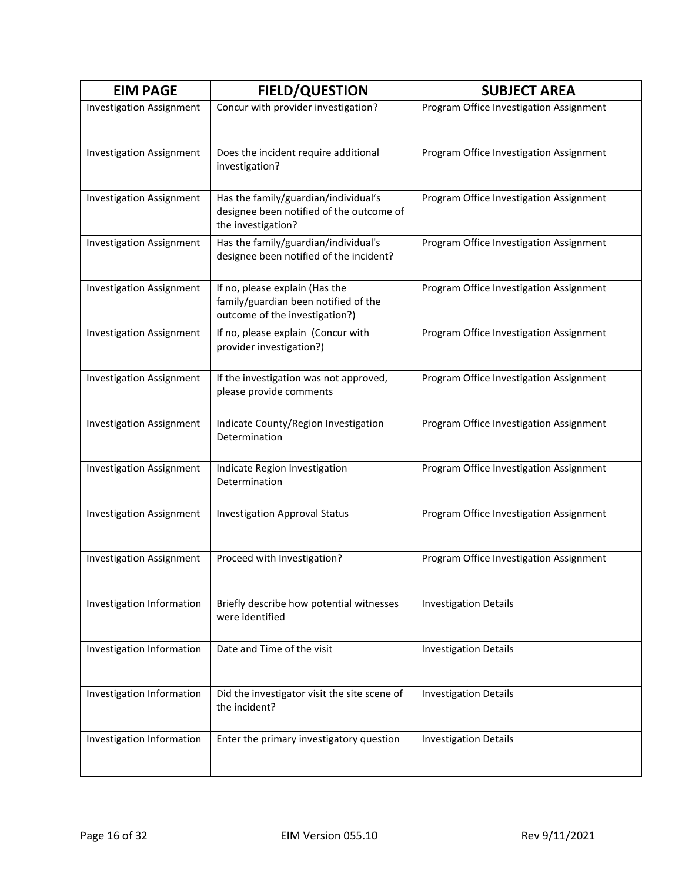| EIM PAGE | FIELD/QUESTION | SUBJECT AREA |
| --- | --- | --- |
| Investigation Assignment | Concur with provider investigation? | Program Office Investigation Assignment |
| Investigation Assignment | Does the incident require additional investigation? | Program Office Investigation Assignment |
| Investigation Assignment | Has the family/guardian/individual's designee been notified of the outcome of the investigation? | Program Office Investigation Assignment |
| Investigation Assignment | Has the family/guardian/individual's designee been notified of the incident? | Program Office Investigation Assignment |
| Investigation Assignment | If no, please explain (Has the family/guardian been notified of the outcome of the investigation?) | Program Office Investigation Assignment |
| Investigation Assignment | If no, please explain (Concur with provider investigation?) | Program Office Investigation Assignment |
| Investigation Assignment | If the investigation was not approved, please provide comments | Program Office Investigation Assignment |
| Investigation Assignment | Indicate County/Region Investigation Determination | Program Office Investigation Assignment |
| Investigation Assignment | Indicate Region Investigation Determination | Program Office Investigation Assignment |
| Investigation Assignment | Investigation Approval Status | Program Office Investigation Assignment |
| Investigation Assignment | Proceed with Investigation? | Program Office Investigation Assignment |
| Investigation Information | Briefly describe how potential witnesses were identified | Investigation Details |
| Investigation Information | Date and Time of the visit | Investigation Details |
| Investigation Information | Did the investigator visit the ~~site~~ scene of the incident? | Investigation Details |
| Investigation Information | Enter the primary investigatory question | Investigation Details |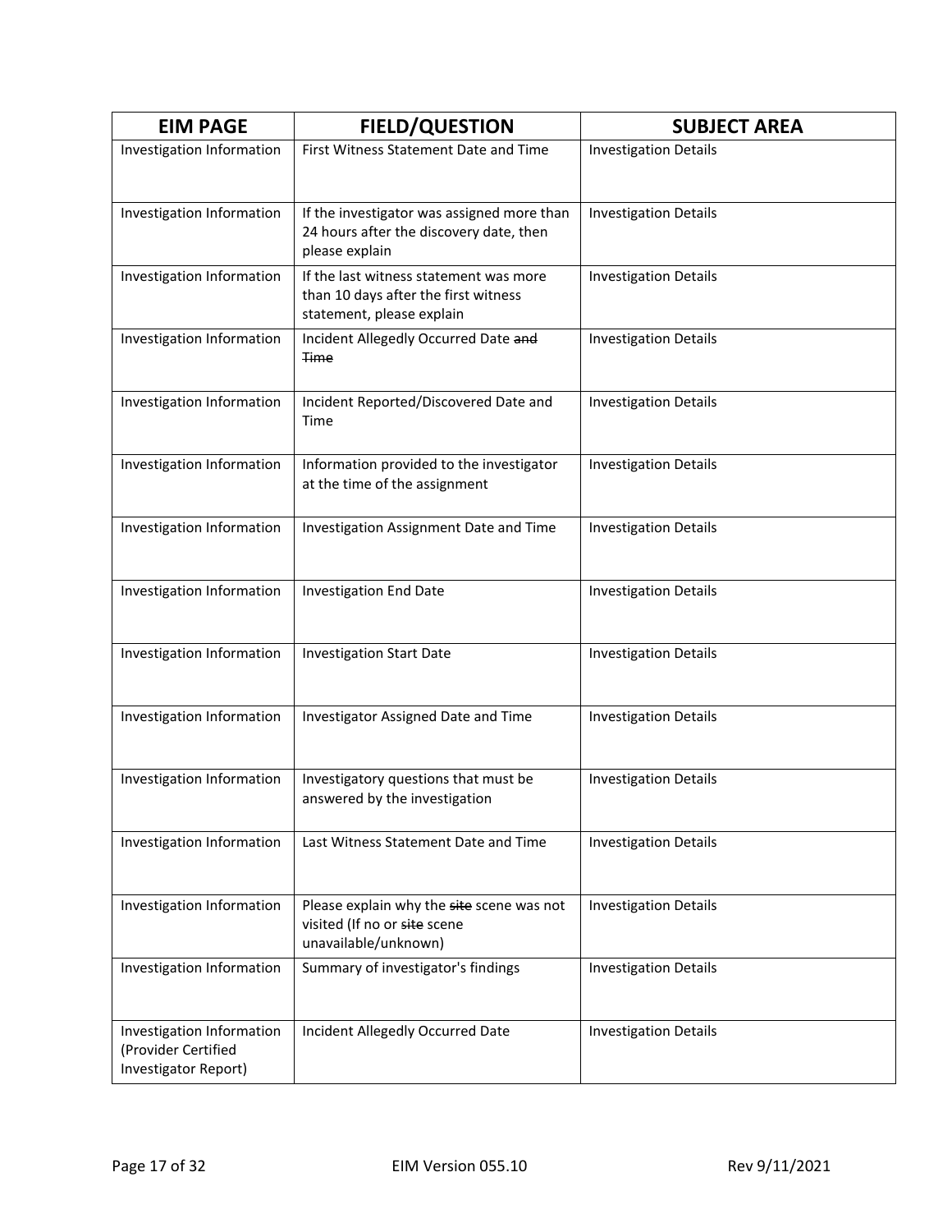| EIM PAGE | FIELD/QUESTION | SUBJECT AREA |
|---|---|---|
| Investigation Information | First Witness Statement Date and Time | Investigation Details |
| Investigation Information | If the investigator was assigned more than 24 hours after the discovery date, then please explain | Investigation Details |
| Investigation Information | If the last witness statement was more than 10 days after the first witness statement, please explain | Investigation Details |
| Investigation Information | Incident Allegedly Occurred Date ~~and Time~~ | Investigation Details |
| Investigation Information | Incident Reported/Discovered Date and Time | Investigation Details |
| Investigation Information | Information provided to the investigator at the time of the assignment | Investigation Details |
| Investigation Information | Investigation Assignment Date and Time | Investigation Details |
| Investigation Information | Investigation End Date | Investigation Details |
| Investigation Information | Investigation Start Date | Investigation Details |
| Investigation Information | Investigator Assigned Date and Time | Investigation Details |
| Investigation Information | Investigatory questions that must be answered by the investigation | Investigation Details |
| Investigation Information | Last Witness Statement Date and Time | Investigation Details |
| Investigation Information | Please explain why the ~~site~~ scene was not visited (If no or ~~site~~ scene unavailable/unknown) | Investigation Details |
| Investigation Information | Summary of investigator's findings | Investigation Details |
| Investigation Information (Provider Certified Investigator Report) | Incident Allegedly Occurred Date | Investigation Details |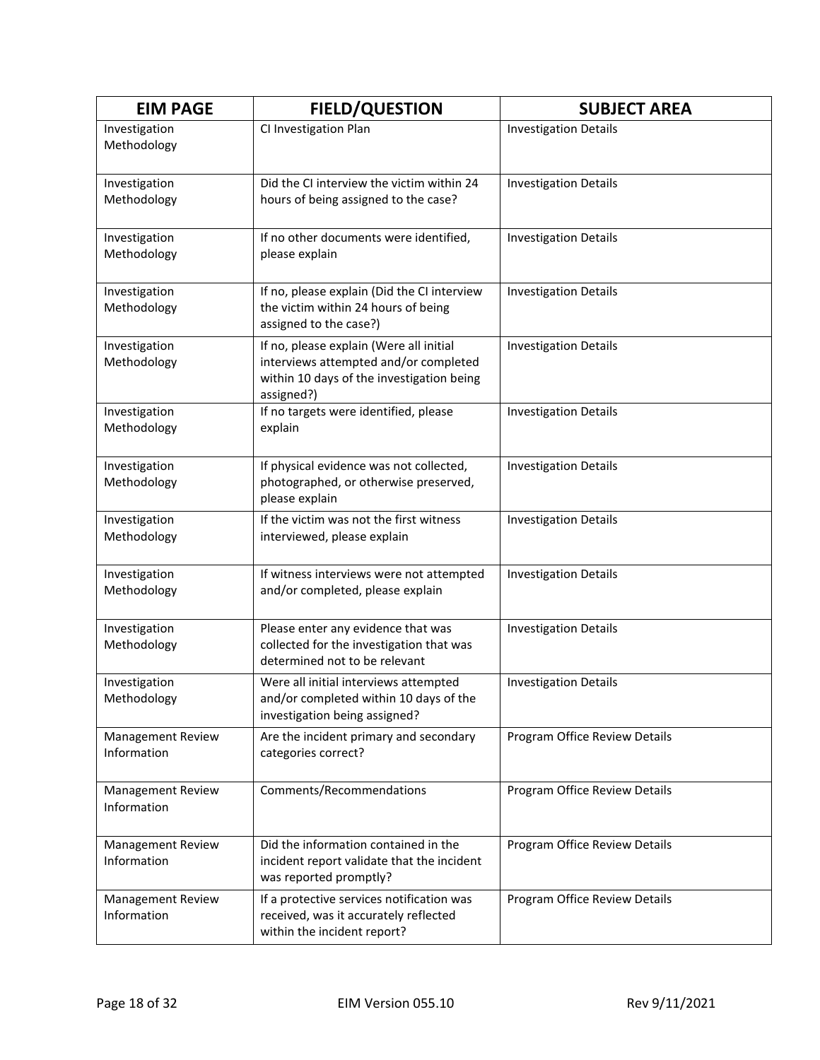| EIM PAGE | FIELD/QUESTION | SUBJECT AREA |
|---|---|---|
| Investigation Methodology | CI Investigation Plan | Investigation Details |
| Investigation Methodology | Did the CI interview the victim within 24 hours of being assigned to the case? | Investigation Details |
| Investigation Methodology | If no other documents were identified, please explain | Investigation Details |
| Investigation Methodology | If no, please explain (Did the CI interview the victim within 24 hours of being assigned to the case?) | Investigation Details |
| Investigation Methodology | If no, please explain (Were all initial interviews attempted and/or completed within 10 days of the investigation being assigned?) | Investigation Details |
| Investigation Methodology | If no targets were identified, please explain | Investigation Details |
| Investigation Methodology | If physical evidence was not collected, photographed, or otherwise preserved, please explain | Investigation Details |
| Investigation Methodology | If the victim was not the first witness interviewed, please explain | Investigation Details |
| Investigation Methodology | If witness interviews were not attempted and/or completed, please explain | Investigation Details |
| Investigation Methodology | Please enter any evidence that was collected for the investigation that was determined not to be relevant | Investigation Details |
| Investigation Methodology | Were all initial interviews attempted and/or completed within 10 days of the investigation being assigned? | Investigation Details |
| Management Review Information | Are the incident primary and secondary categories correct? | Program Office Review Details |
| Management Review Information | Comments/Recommendations | Program Office Review Details |
| Management Review Information | Did the information contained in the incident report validate that the incident was reported promptly? | Program Office Review Details |
| Management Review Information | If a protective services notification was received, was it accurately reflected within the incident report? | Program Office Review Details |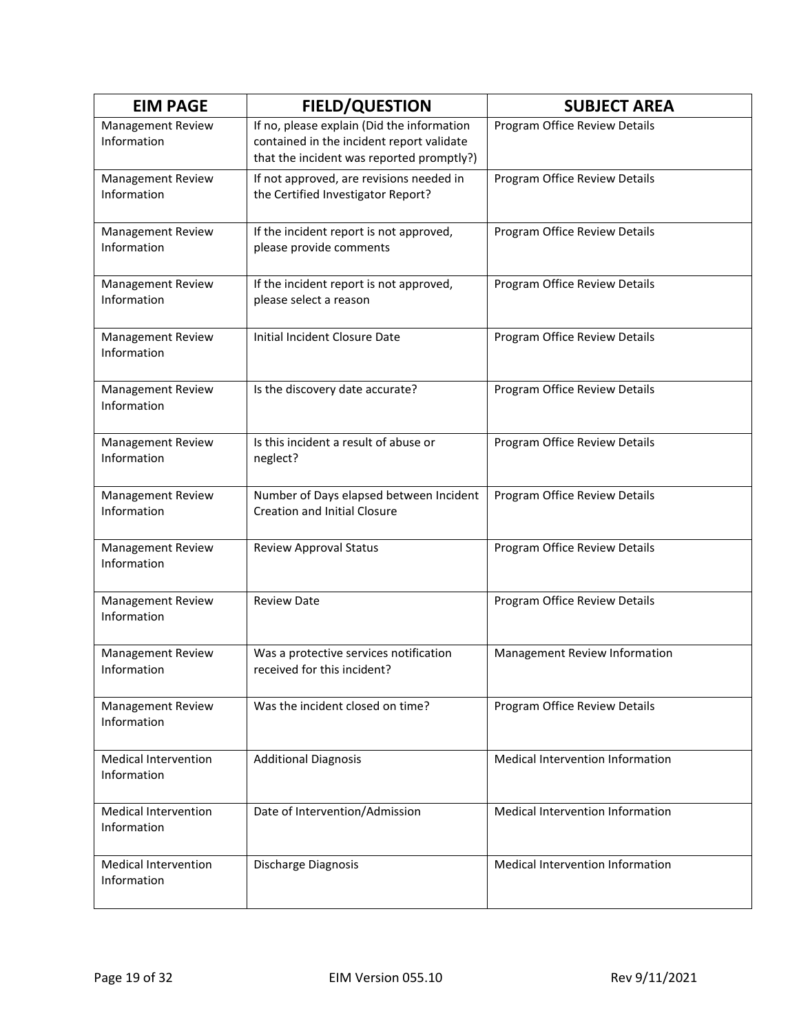| EIM PAGE | FIELD/QUESTION | SUBJECT AREA |
|---|---|---|
| Management Review Information | If no, please explain (Did the information contained in the incident report validate that the incident was reported promptly?) | Program Office Review Details |
| Management Review Information | If not approved, are revisions needed in the Certified Investigator Report? | Program Office Review Details |
| Management Review Information | If the incident report is not approved, please provide comments | Program Office Review Details |
| Management Review Information | If the incident report is not approved, please select a reason | Program Office Review Details |
| Management Review Information | Initial Incident Closure Date | Program Office Review Details |
| Management Review Information | Is the discovery date accurate? | Program Office Review Details |
| Management Review Information | Is this incident a result of abuse or neglect? | Program Office Review Details |
| Management Review Information | Number of Days elapsed between Incident Creation and Initial Closure | Program Office Review Details |
| Management Review Information | Review Approval Status | Program Office Review Details |
| Management Review Information | Review Date | Program Office Review Details |
| Management Review Information | Was a protective services notification received for this incident? | Management Review Information |
| Management Review Information | Was the incident closed on time? | Program Office Review Details |
| Medical Intervention Information | Additional Diagnosis | Medical Intervention Information |
| Medical Intervention Information | Date of Intervention/Admission | Medical Intervention Information |
| Medical Intervention Information | Discharge Diagnosis | Medical Intervention Information |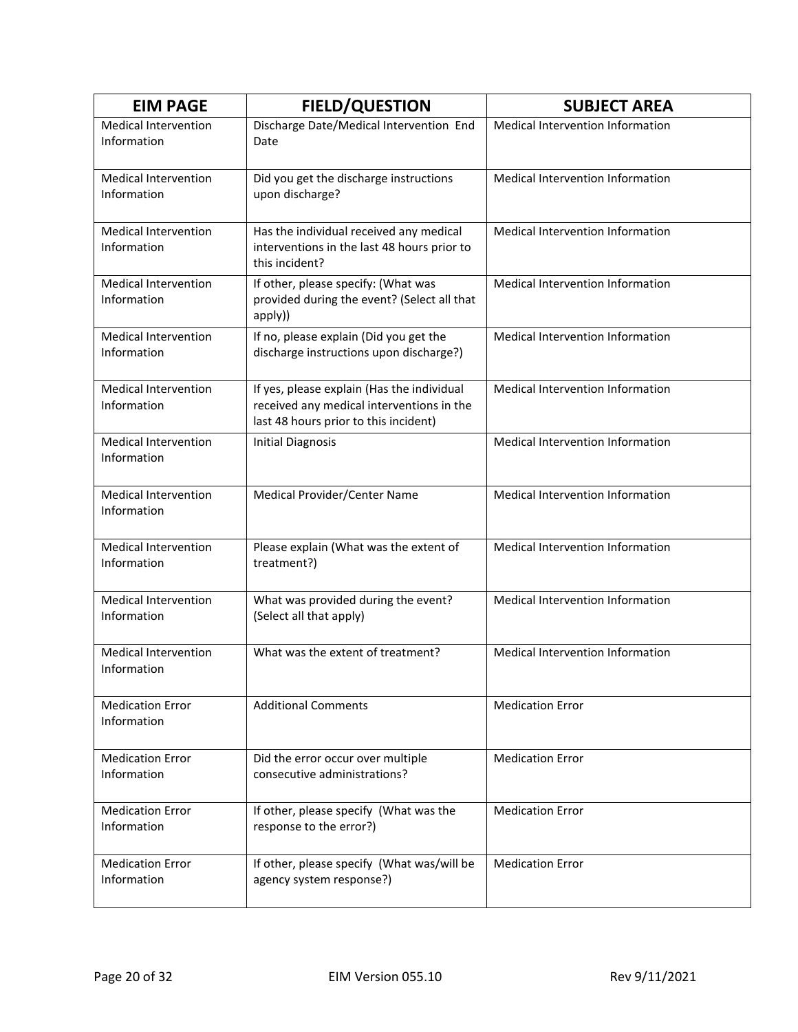| EIM PAGE | FIELD/QUESTION | SUBJECT AREA |
| --- | --- | --- |
| Medical Intervention Information | Discharge Date/Medical Intervention End Date | Medical Intervention Information |
| Medical Intervention Information | Did you get the discharge instructions upon discharge? | Medical Intervention Information |
| Medical Intervention Information | Has the individual received any medical interventions in the last 48 hours prior to this incident? | Medical Intervention Information |
| Medical Intervention Information | If other, please specify: (What was provided during the event? (Select all that apply)) | Medical Intervention Information |
| Medical Intervention Information | If no, please explain (Did you get the discharge instructions upon discharge?) | Medical Intervention Information |
| Medical Intervention Information | If yes, please explain (Has the individual received any medical interventions in the last 48 hours prior to this incident) | Medical Intervention Information |
| Medical Intervention Information | Initial Diagnosis | Medical Intervention Information |
| Medical Intervention Information | Medical Provider/Center Name | Medical Intervention Information |
| Medical Intervention Information | Please explain (What was the extent of treatment?) | Medical Intervention Information |
| Medical Intervention Information | What was provided during the event? (Select all that apply) | Medical Intervention Information |
| Medical Intervention Information | What was the extent of treatment? | Medical Intervention Information |
| Medication Error Information | Additional Comments | Medication Error |
| Medication Error Information | Did the error occur over multiple consecutive administrations? | Medication Error |
| Medication Error Information | If other, please specify (What was the response to the error?) | Medication Error |
| Medication Error Information | If other, please specify (What was/will be agency system response?) | Medication Error |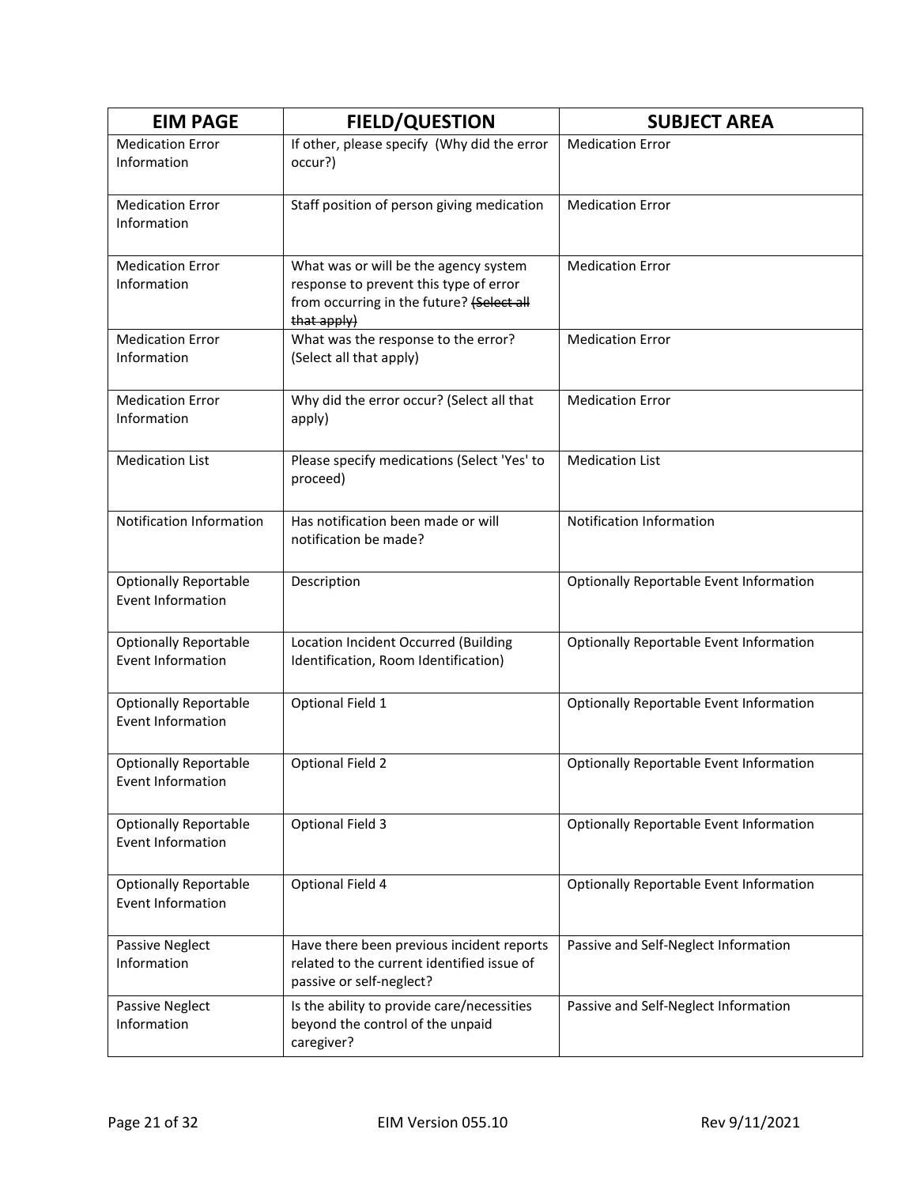| EIM PAGE | FIELD/QUESTION | SUBJECT AREA |
|---|---|---|
| Medication Error Information | If other, please specify (Why did the error occur?) | Medication Error |
| Medication Error Information | Staff position of person giving medication | Medication Error |
| Medication Error Information | What was or will be the agency system response to prevent this type of error from occurring in the future? ~~(Select all that apply)~~ | Medication Error |
| Medication Error Information | What was the response to the error? (Select all that apply) | Medication Error |
| Medication Error Information | Why did the error occur? (Select all that apply) | Medication Error |
| Medication List | Please specify medications (Select 'Yes' to proceed) | Medication List |
| Notification Information | Has notification been made or will notification be made? | Notification Information |
| Optionally Reportable Event Information | Description | Optionally Reportable Event Information |
| Optionally Reportable Event Information | Location Incident Occurred (Building Identification, Room Identification) | Optionally Reportable Event Information |
| Optionally Reportable Event Information | Optional Field 1 | Optionally Reportable Event Information |
| Optionally Reportable Event Information | Optional Field 2 | Optionally Reportable Event Information |
| Optionally Reportable Event Information | Optional Field 3 | Optionally Reportable Event Information |
| Optionally Reportable Event Information | Optional Field 4 | Optionally Reportable Event Information |
| Passive Neglect Information | Have there been previous incident reports related to the current identified issue of passive or self-neglect? | Passive and Self-Neglect Information |
| Passive Neglect Information | Is the ability to provide care/necessities beyond the control of the unpaid caregiver? | Passive and Self-Neglect Information |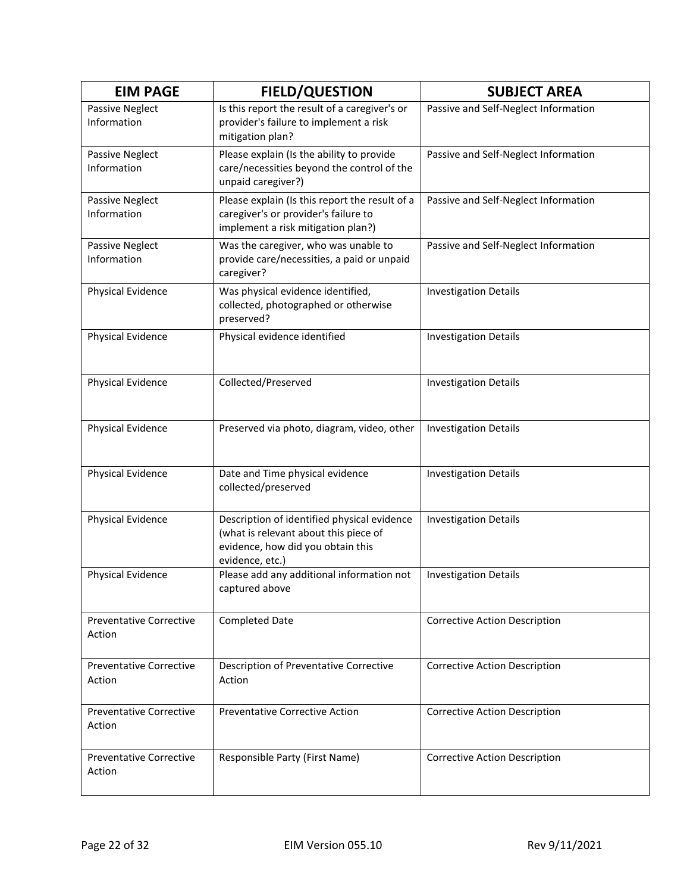| EIM PAGE | FIELD/QUESTION | SUBJECT AREA |
|---|---|---|
| Passive Neglect Information | Is this report the result of a caregiver's or provider's failure to implement a risk mitigation plan? | Passive and Self-Neglect Information |
| Passive Neglect Information | Please explain (Is the ability to provide care/necessities beyond the control of the unpaid caregiver?) | Passive and Self-Neglect Information |
| Passive Neglect Information | Please explain (Is this report the result of a caregiver's or provider's failure to implement a risk mitigation plan?) | Passive and Self-Neglect Information |
| Passive Neglect Information | Was the caregiver, who was unable to provide care/necessities, a paid or unpaid caregiver? | Passive and Self-Neglect Information |
| Physical Evidence | Was physical evidence identified, collected, photographed or otherwise preserved? | Investigation Details |
| Physical Evidence | Physical evidence identified | Investigation Details |
| Physical Evidence | Collected/Preserved | Investigation Details |
| Physical Evidence | Preserved via photo, diagram, video, other | Investigation Details |
| Physical Evidence | Date and Time physical evidence collected/preserved | Investigation Details |
| Physical Evidence | Description of identified physical evidence (what is relevant about this piece of evidence, how did you obtain this evidence, etc.) | Investigation Details |
| Physical Evidence | Please add any additional information not captured above | Investigation Details |
| Preventative Corrective Action | Completed Date | Corrective Action Description |
| Preventative Corrective Action | Description of Preventative Corrective Action | Corrective Action Description |
| Preventative Corrective Action | Preventative Corrective Action | Corrective Action Description |
| Preventative Corrective Action | Responsible Party (First Name) | Corrective Action Description |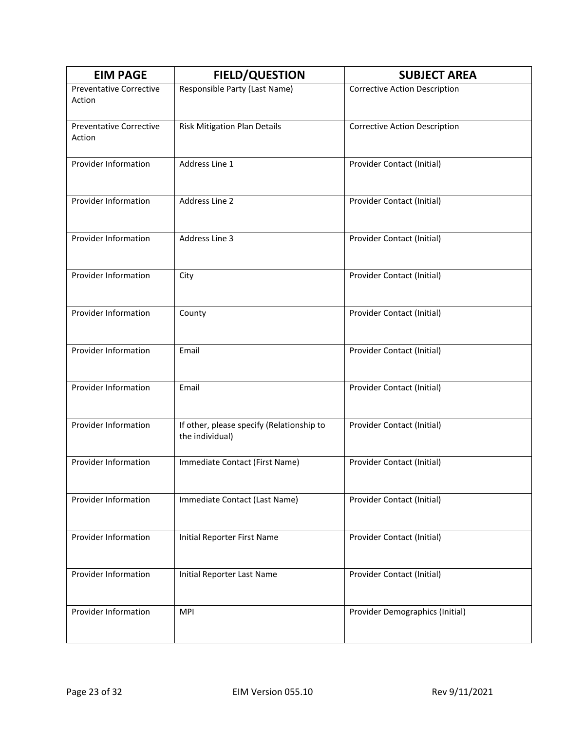| EIM PAGE | FIELD/QUESTION | SUBJECT AREA |
| --- | --- | --- |
| Preventative Corrective Action | Responsible Party (Last Name) | Corrective Action Description |
| Preventative Corrective Action | Risk Mitigation Plan Details | Corrective Action Description |
| Provider Information | Address Line 1 | Provider Contact (Initial) |
| Provider Information | Address Line 2 | Provider Contact (Initial) |
| Provider Information | Address Line 3 | Provider Contact (Initial) |
| Provider Information | City | Provider Contact (Initial) |
| Provider Information | County | Provider Contact (Initial) |
| Provider Information | Email | Provider Contact (Initial) |
| Provider Information | Email | Provider Contact (Initial) |
| Provider Information | If other, please specify (Relationship to the individual) | Provider Contact (Initial) |
| Provider Information | Immediate Contact (First Name) | Provider Contact (Initial) |
| Provider Information | Immediate Contact (Last Name) | Provider Contact (Initial) |
| Provider Information | Initial Reporter First Name | Provider Contact (Initial) |
| Provider Information | Initial Reporter Last Name | Provider Contact (Initial) |
| Provider Information | MPI | Provider Demographics (Initial) |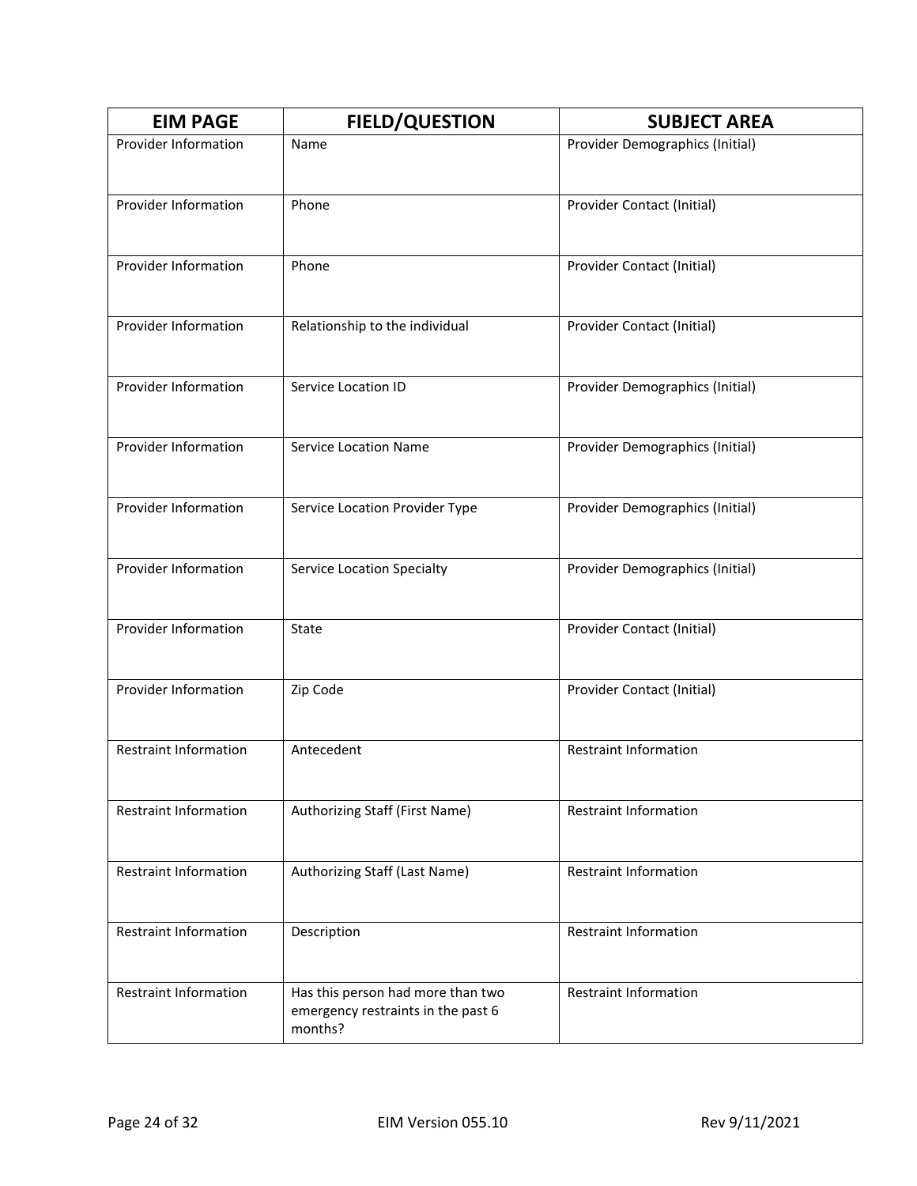| EIM PAGE | FIELD/QUESTION | SUBJECT AREA |
|---|---|---|
| Provider Information | Name | Provider Demographics (Initial) |
| Provider Information | Phone | Provider Contact (Initial) |
| Provider Information | Phone | Provider Contact (Initial) |
| Provider Information | Relationship to the individual | Provider Contact (Initial) |
| Provider Information | Service Location ID | Provider Demographics (Initial) |
| Provider Information | Service Location Name | Provider Demographics (Initial) |
| Provider Information | Service Location Provider Type | Provider Demographics (Initial) |
| Provider Information | Service Location Specialty | Provider Demographics (Initial) |
| Provider Information | State | Provider Contact (Initial) |
| Provider Information | Zip Code | Provider Contact (Initial) |
| Restraint Information | Antecedent | Restraint Information |
| Restraint Information | Authorizing Staff (First Name) | Restraint Information |
| Restraint Information | Authorizing Staff (Last Name) | Restraint Information |
| Restraint Information | Description | Restraint Information |
| Restraint Information | Has this person had more than two emergency restraints in the past 6 months? | Restraint Information |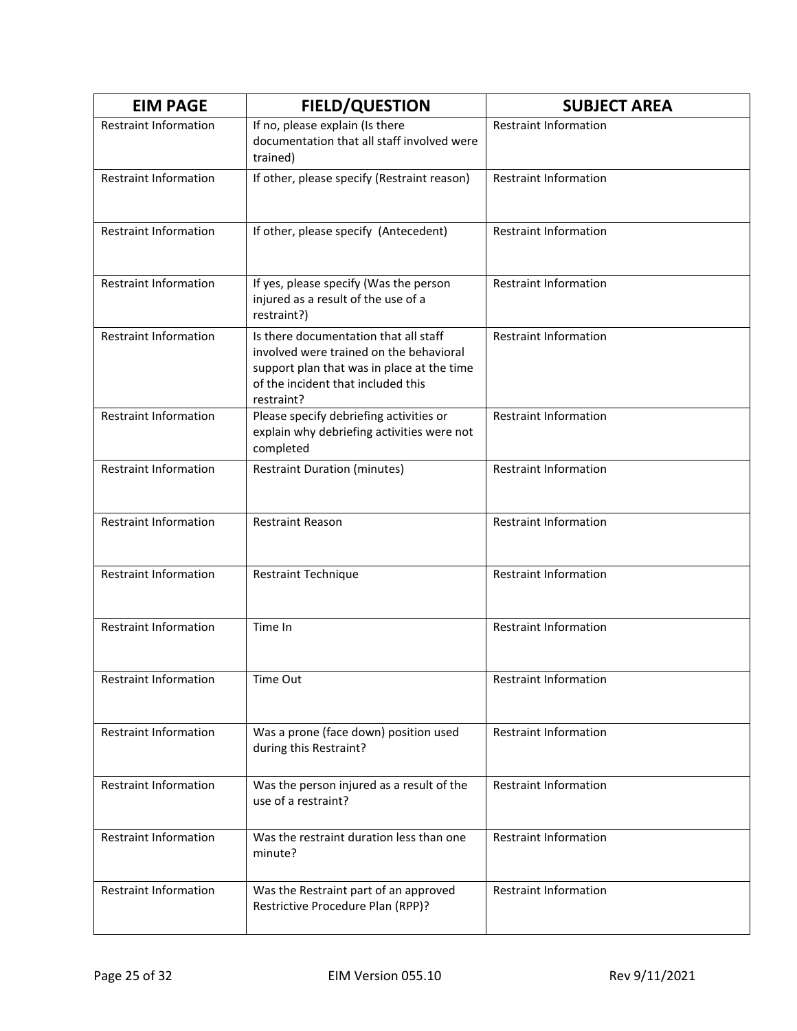| EIM PAGE | FIELD/QUESTION | SUBJECT AREA |
|---|---|---|
| Restraint Information | If no, please explain (Is there documentation that all staff involved were trained) | Restraint Information |
| Restraint Information | If other, please specify (Restraint reason) | Restraint Information |
| Restraint Information | If other, please specify (Antecedent) | Restraint Information |
| Restraint Information | If yes, please specify (Was the person injured as a result of the use of a restraint?) | Restraint Information |
| Restraint Information | Is there documentation that all staff involved were trained on the behavioral support plan that was in place at the time of the incident that included this restraint? | Restraint Information |
| Restraint Information | Please specify debriefing activities or explain why debriefing activities were not completed | Restraint Information |
| Restraint Information | Restraint Duration (minutes) | Restraint Information |
| Restraint Information | Restraint Reason | Restraint Information |
| Restraint Information | Restraint Technique | Restraint Information |
| Restraint Information | Time In | Restraint Information |
| Restraint Information | Time Out | Restraint Information |
| Restraint Information | Was a prone (face down) position used during this Restraint? | Restraint Information |
| Restraint Information | Was the person injured as a result of the use of a restraint? | Restraint Information |
| Restraint Information | Was the restraint duration less than one minute? | Restraint Information |
| Restraint Information | Was the Restraint part of an approved Restrictive Procedure Plan (RPP)? | Restraint Information |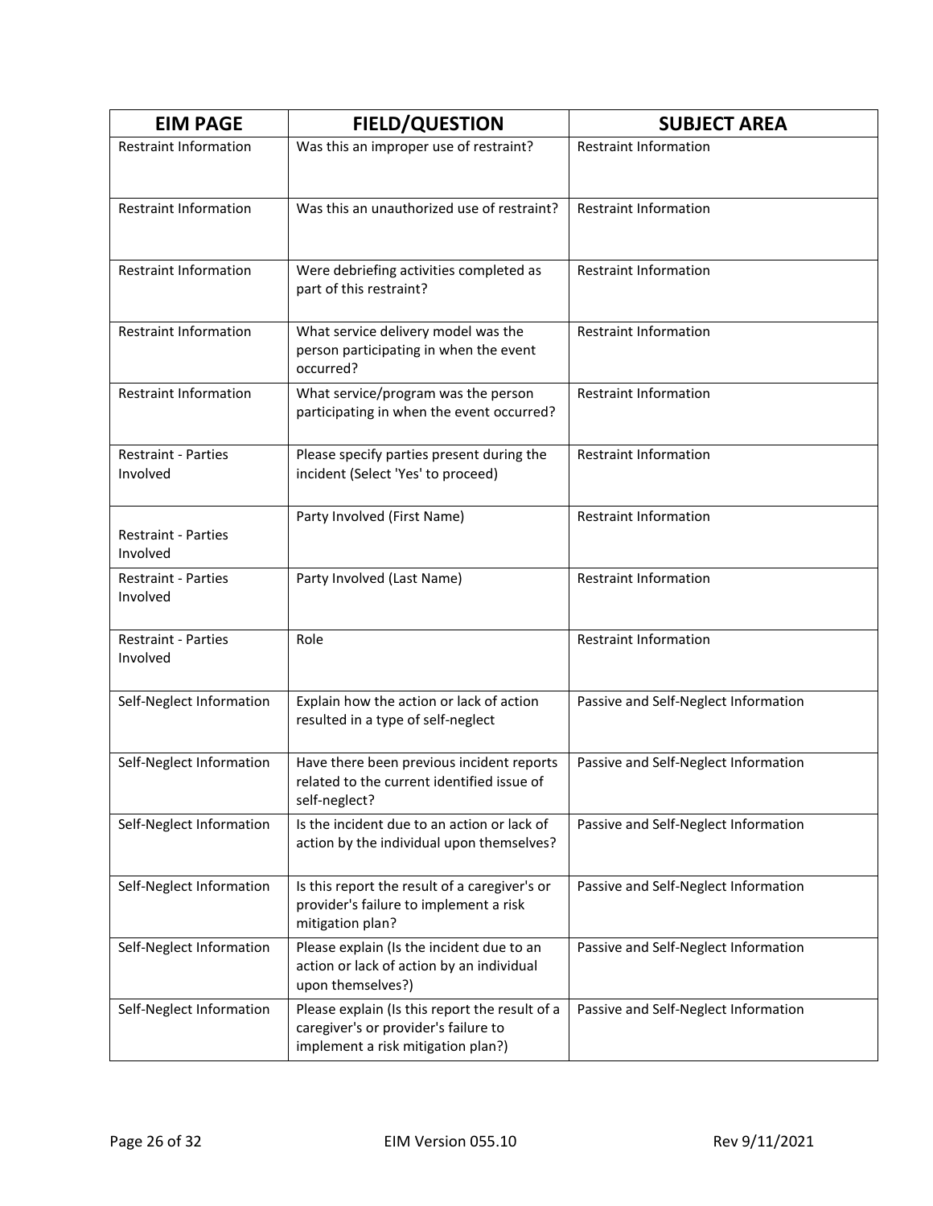| EIM PAGE | FIELD/QUESTION | SUBJECT AREA |
| --- | --- | --- |
| Restraint Information | Was this an improper use of restraint? | Restraint Information |
| Restraint Information | Was this an unauthorized use of restraint? | Restraint Information |
| Restraint Information | Were debriefing activities completed as part of this restraint? | Restraint Information |
| Restraint Information | What service delivery model was the person participating in when the event occurred? | Restraint Information |
| Restraint Information | What service/program was the person participating in when the event occurred? | Restraint Information |
| Restraint - Parties Involved | Please specify parties present during the incident (Select 'Yes' to proceed) | Restraint Information |
| Restraint - Parties Involved | Party Involved (First Name) | Restraint Information |
| Restraint - Parties Involved | Party Involved (Last Name) | Restraint Information |
| Restraint - Parties Involved | Role | Restraint Information |
| Self-Neglect Information | Explain how the action or lack of action resulted in a type of self-neglect | Passive and Self-Neglect Information |
| Self-Neglect Information | Have there been previous incident reports related to the current identified issue of self-neglect? | Passive and Self-Neglect Information |
| Self-Neglect Information | Is the incident due to an action or lack of action by the individual upon themselves? | Passive and Self-Neglect Information |
| Self-Neglect Information | Is this report the result of a caregiver's or provider's failure to implement a risk mitigation plan? | Passive and Self-Neglect Information |
| Self-Neglect Information | Please explain (Is the incident due to an action or lack of action by an individual upon themselves?) | Passive and Self-Neglect Information |
| Self-Neglect Information | Please explain (Is this report the result of a caregiver's or provider's failure to implement a risk mitigation plan?) | Passive and Self-Neglect Information |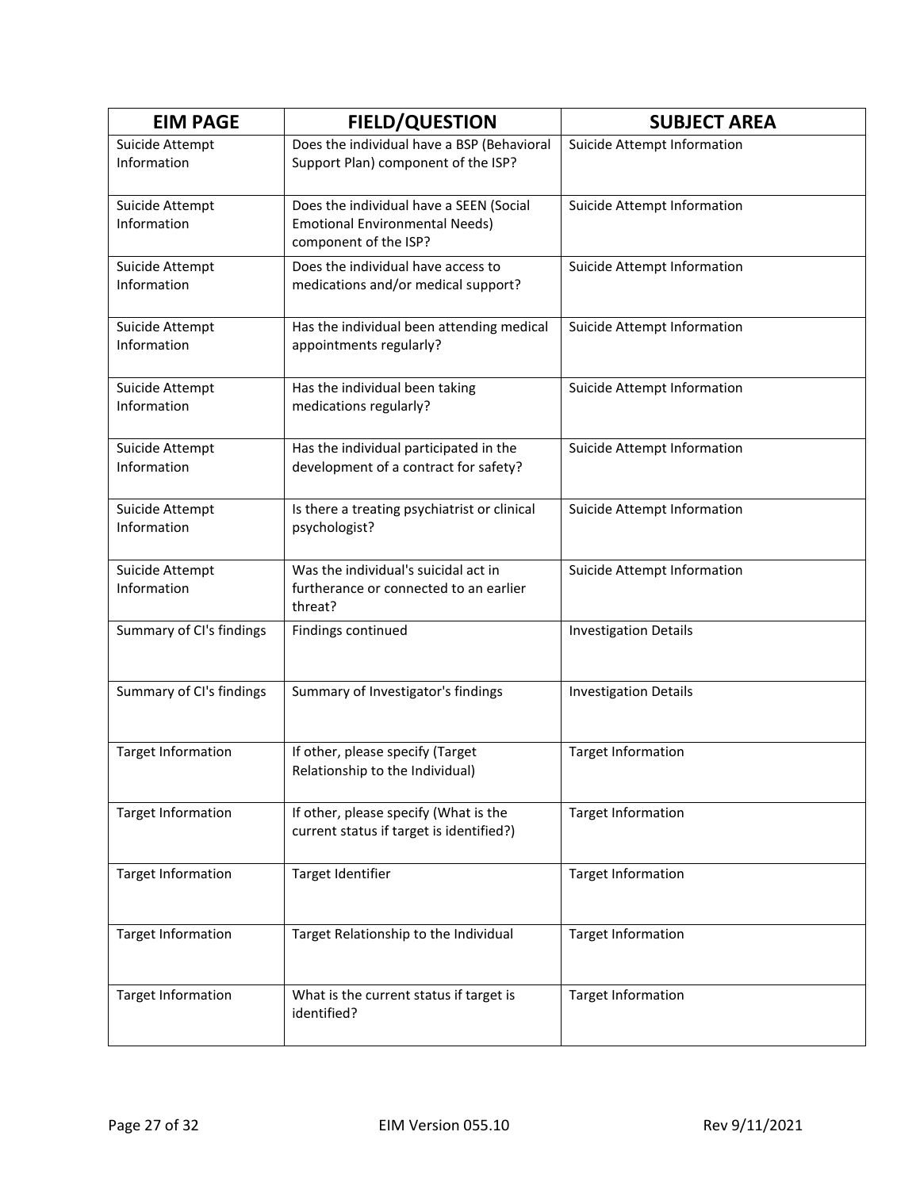| EIM PAGE | FIELD/QUESTION | SUBJECT AREA |
|---|---|---|
| Suicide Attempt Information | Does the individual have a BSP (Behavioral Support Plan) component of the ISP? | Suicide Attempt Information |
| Suicide Attempt Information | Does the individual have a SEEN (Social Emotional Environmental Needs) component of the ISP? | Suicide Attempt Information |
| Suicide Attempt Information | Does the individual have access to medications and/or medical support? | Suicide Attempt Information |
| Suicide Attempt Information | Has the individual been attending medical appointments regularly? | Suicide Attempt Information |
| Suicide Attempt Information | Has the individual been taking medications regularly? | Suicide Attempt Information |
| Suicide Attempt Information | Has the individual participated in the development of a contract for safety? | Suicide Attempt Information |
| Suicide Attempt Information | Is there a treating psychiatrist or clinical psychologist? | Suicide Attempt Information |
| Suicide Attempt Information | Was the individual's suicidal act in furtherance or connected to an earlier threat? | Suicide Attempt Information |
| Summary of CI's findings | Findings continued | Investigation Details |
| Summary of CI's findings | Summary of Investigator's findings | Investigation Details |
| Target Information | If other, please specify (Target Relationship to the Individual) | Target Information |
| Target Information | If other, please specify (What is the current status if target is identified?) | Target Information |
| Target Information | Target Identifier | Target Information |
| Target Information | Target Relationship to the Individual | Target Information |
| Target Information | What is the current status if target is identified? | Target Information |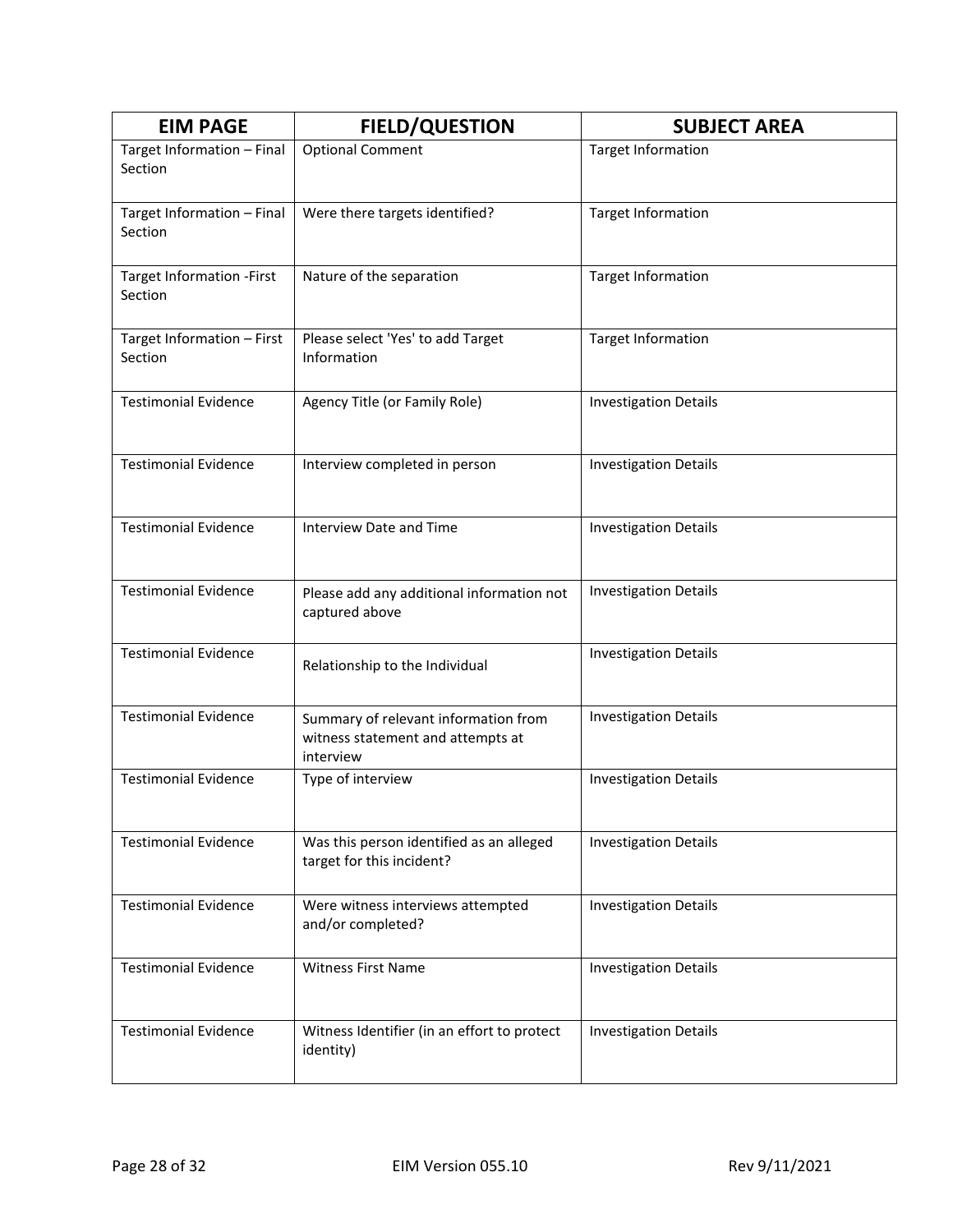| EIM PAGE | FIELD/QUESTION | SUBJECT AREA |
|---|---|---|
| Target Information – Final Section | Optional Comment | Target Information |
| Target Information – Final Section | Were there targets identified? | Target Information |
| Target Information -First Section | Nature of the separation | Target Information |
| Target Information – First Section | Please select 'Yes' to add Target Information | Target Information |
| Testimonial Evidence | Agency Title (or Family Role) | Investigation Details |
| Testimonial Evidence | Interview completed in person | Investigation Details |
| Testimonial Evidence | Interview Date and Time | Investigation Details |
| Testimonial Evidence | Please add any additional information not captured above | Investigation Details |
| Testimonial Evidence | Relationship to the Individual | Investigation Details |
| Testimonial Evidence | Summary of relevant information from witness statement and attempts at interview | Investigation Details |
| Testimonial Evidence | Type of interview | Investigation Details |
| Testimonial Evidence | Was this person identified as an alleged target for this incident? | Investigation Details |
| Testimonial Evidence | Were witness interviews attempted and/or completed? | Investigation Details |
| Testimonial Evidence | Witness First Name | Investigation Details |
| Testimonial Evidence | Witness Identifier (in an effort to protect identity) | Investigation Details |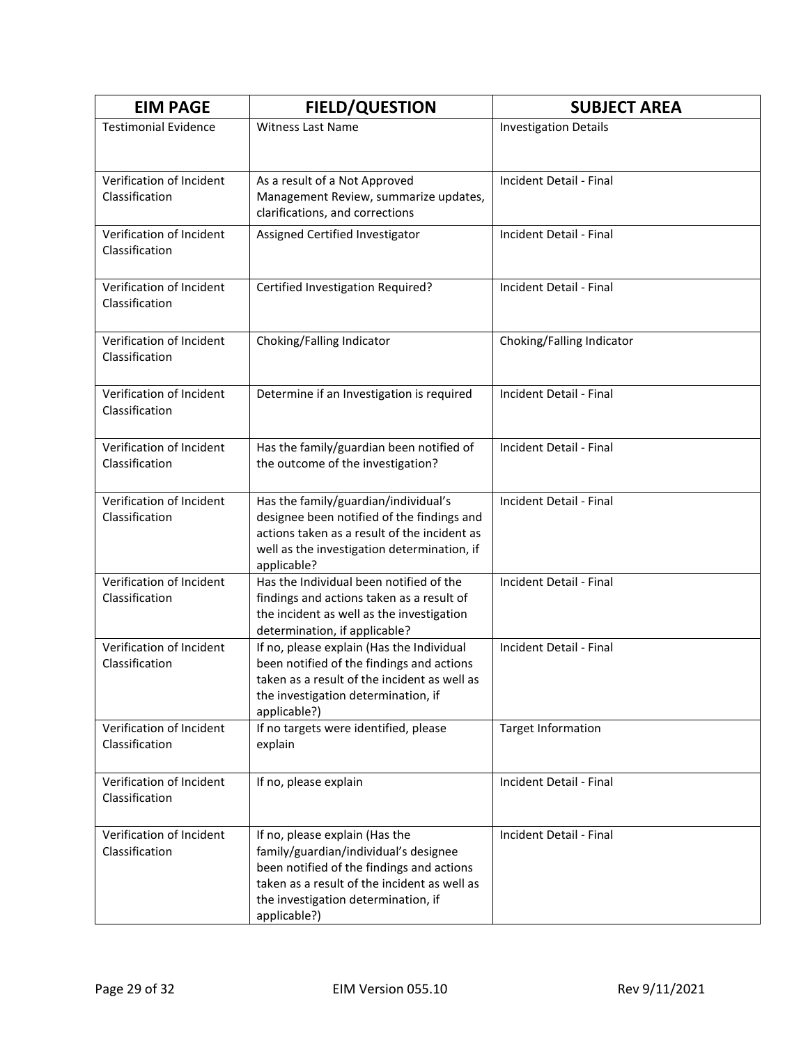| EIM PAGE | FIELD/QUESTION | SUBJECT AREA |
| --- | --- | --- |
| Testimonial Evidence | Witness Last Name | Investigation Details |
| Verification of Incident Classification | As a result of a Not Approved Management Review, summarize updates, clarifications, and corrections | Incident Detail - Final |
| Verification of Incident Classification | Assigned Certified Investigator | Incident Detail - Final |
| Verification of Incident Classification | Certified Investigation Required? | Incident Detail - Final |
| Verification of Incident Classification | Choking/Falling Indicator | Choking/Falling Indicator |
| Verification of Incident Classification | Determine if an Investigation is required | Incident Detail - Final |
| Verification of Incident Classification | Has the family/guardian been notified of the outcome of the investigation? | Incident Detail - Final |
| Verification of Incident Classification | Has the family/guardian/individual's designee been notified of the findings and actions taken as a result of the incident as well as the investigation determination, if applicable? | Incident Detail - Final |
| Verification of Incident Classification | Has the Individual been notified of the findings and actions taken as a result of the incident as well as the investigation determination, if applicable? | Incident Detail - Final |
| Verification of Incident Classification | If no, please explain (Has the Individual been notified of the findings and actions taken as a result of the incident as well as the investigation determination, if applicable?) | Incident Detail - Final |
| Verification of Incident Classification | If no targets were identified, please explain | Target Information |
| Verification of Incident Classification | If no, please explain | Incident Detail - Final |
| Verification of Incident Classification | If no, please explain (Has the family/guardian/individual's designee been notified of the findings and actions taken as a result of the incident as well as the investigation determination, if applicable?) | Incident Detail - Final |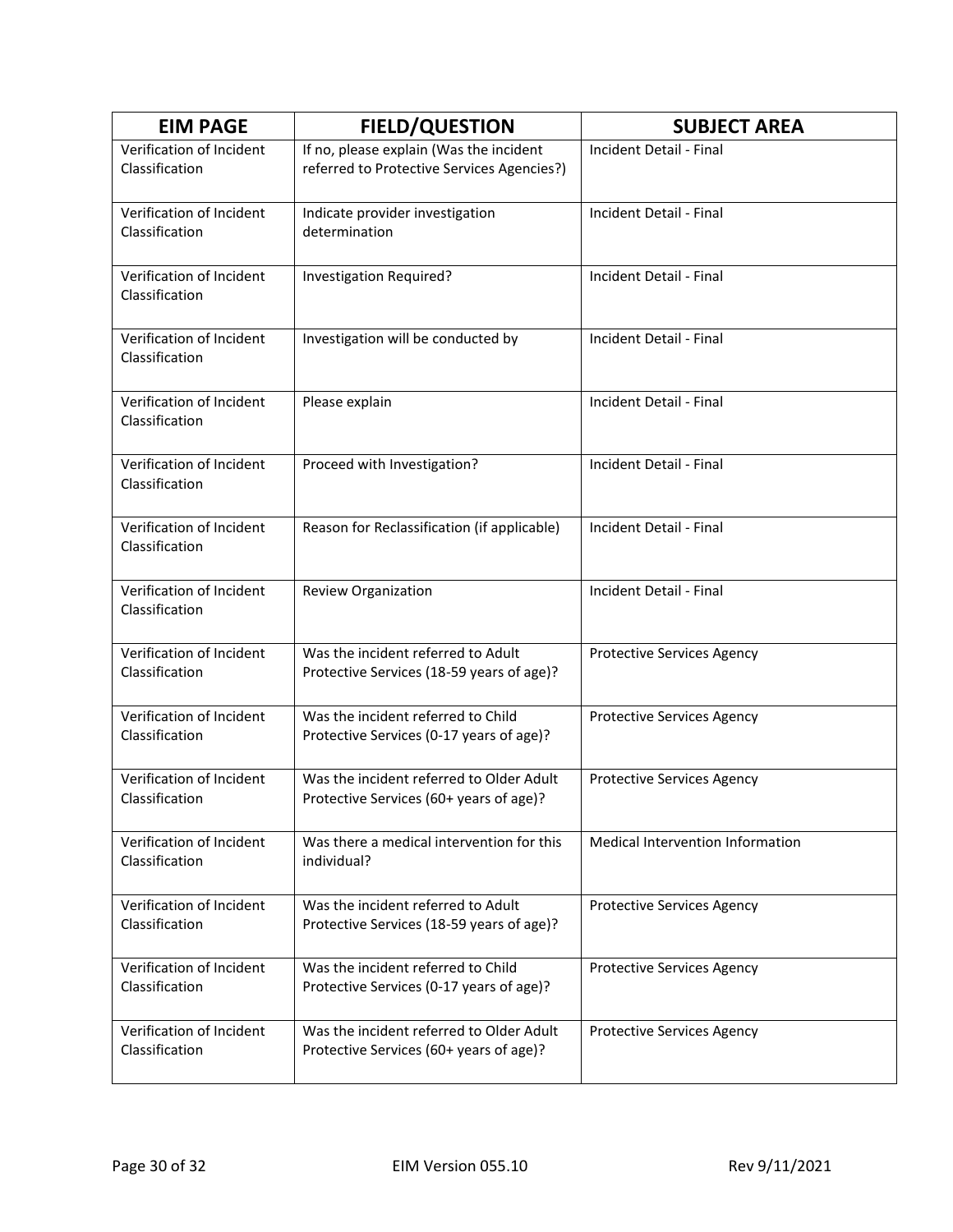| EIM PAGE | FIELD/QUESTION | SUBJECT AREA |
| --- | --- | --- |
| Verification of Incident Classification | If no, please explain (Was the incident referred to Protective Services Agencies?) | Incident Detail - Final |
| Verification of Incident Classification | Indicate provider investigation determination | Incident Detail - Final |
| Verification of Incident Classification | Investigation Required? | Incident Detail - Final |
| Verification of Incident Classification | Investigation will be conducted by | Incident Detail - Final |
| Verification of Incident Classification | Please explain | Incident Detail - Final |
| Verification of Incident Classification | Proceed with Investigation? | Incident Detail - Final |
| Verification of Incident Classification | Reason for Reclassification (if applicable) | Incident Detail - Final |
| Verification of Incident Classification | Review Organization | Incident Detail - Final |
| Verification of Incident Classification | Was the incident referred to Adult Protective Services (18-59 years of age)? | Protective Services Agency |
| Verification of Incident Classification | Was the incident referred to Child Protective Services (0-17 years of age)? | Protective Services Agency |
| Verification of Incident Classification | Was the incident referred to Older Adult Protective Services (60+ years of age)? | Protective Services Agency |
| Verification of Incident Classification | Was there a medical intervention for this individual? | Medical Intervention Information |
| Verification of Incident Classification | Was the incident referred to Adult Protective Services (18-59 years of age)? | Protective Services Agency |
| Verification of Incident Classification | Was the incident referred to Child Protective Services (0-17 years of age)? | Protective Services Agency |
| Verification of Incident Classification | Was the incident referred to Older Adult Protective Services (60+ years of age)? | Protective Services Agency |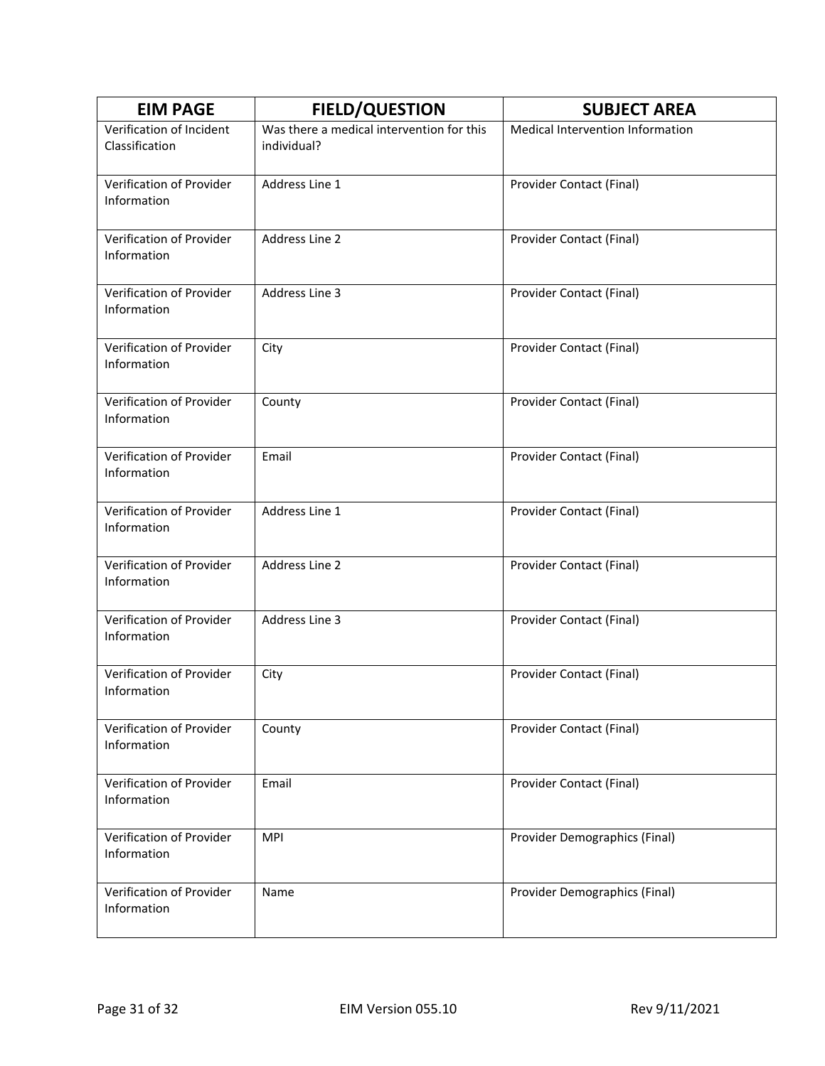| EIM PAGE | FIELD/QUESTION | SUBJECT AREA |
|---|---|---|
| Verification of Incident Classification | Was there a medical intervention for this individual? | Medical Intervention Information |
| Verification of Provider Information | Address Line 1 | Provider Contact (Final) |
| Verification of Provider Information | Address Line 2 | Provider Contact (Final) |
| Verification of Provider Information | Address Line 3 | Provider Contact (Final) |
| Verification of Provider Information | City | Provider Contact (Final) |
| Verification of Provider Information | County | Provider Contact (Final) |
| Verification of Provider Information | Email | Provider Contact (Final) |
| Verification of Provider Information | Address Line 1 | Provider Contact (Final) |
| Verification of Provider Information | Address Line 2 | Provider Contact (Final) |
| Verification of Provider Information | Address Line 3 | Provider Contact (Final) |
| Verification of Provider Information | City | Provider Contact (Final) |
| Verification of Provider Information | County | Provider Contact (Final) |
| Verification of Provider Information | Email | Provider Contact (Final) |
| Verification of Provider Information | MPI | Provider Demographics (Final) |
| Verification of Provider Information | Name | Provider Demographics (Final) |

EIM Version 055.10 Rev 9/11/2021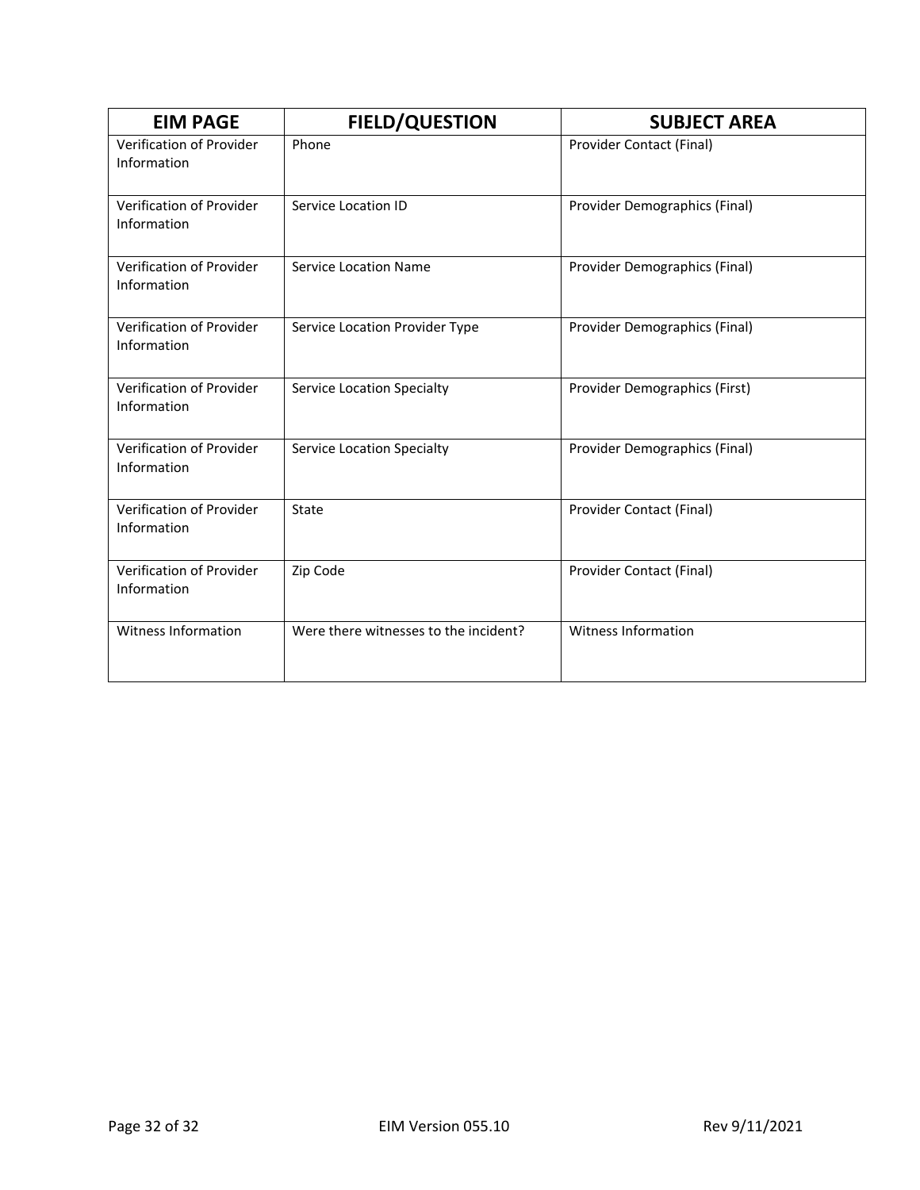| EIM PAGE | FIELD/QUESTION | SUBJECT AREA |
|---|---|---|
| Verification of Provider Information | Phone | Provider Contact (Final) |
| Verification of Provider Information | Service Location ID | Provider Demographics (Final) |
| Verification of Provider Information | Service Location Name | Provider Demographics (Final) |
| Verification of Provider Information | Service Location Provider Type | Provider Demographics (Final) |
| Verification of Provider Information | Service Location Specialty | Provider Demographics (First) |
| Verification of Provider Information | Service Location Specialty | Provider Demographics (Final) |
| Verification of Provider Information | State | Provider Contact (Final) |
| Verification of Provider Information | Zip Code | Provider Contact (Final) |
| Witness Information | Were there witnesses to the incident? | Witness Information |